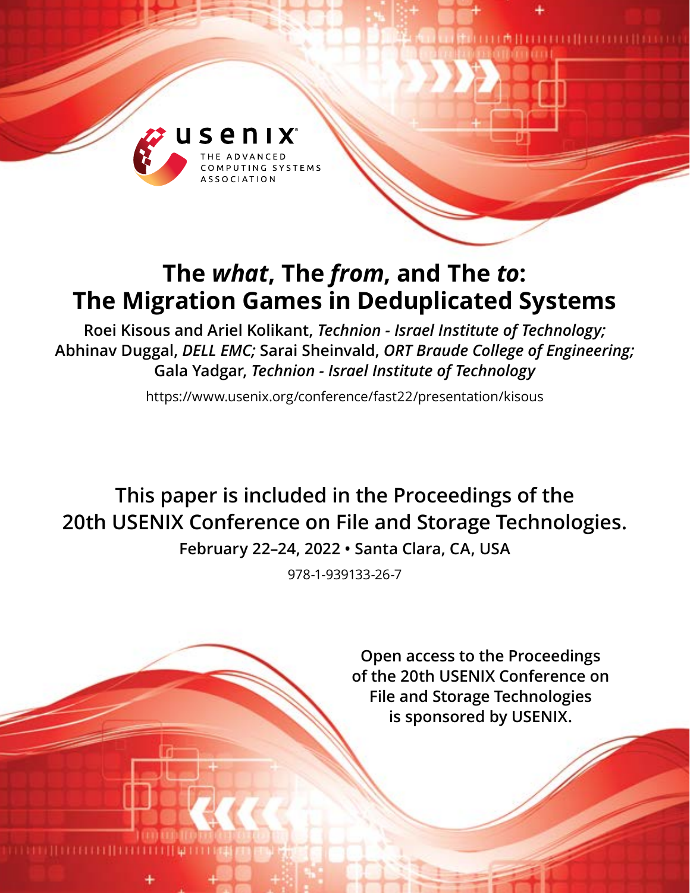# The *what*, The *from*, and The *to*: The Migration Games in Deduplicated Systems

**Roei Kisous and Ariel Kolikant,** ***Technion - Israel Institute of Technology;*** **Abhinav Duggal,** ***DELL EMC;*** **Sarai Sheinvald,** ***ORT Braude College of Engineering;*** **Gala Yadgar,** ***Technion - Israel Institute of Technology***

https://www.usenix.org/conference/fast22/presentation/kisous

**This paper is included in the Proceedings of the 20th USENIX Conference on File and Storage Technologies.**

**February 22–24, 2022 • Santa Clara, CA, USA**

978-1-939133-26-7

**Open access to the Proceedings of the 20th USENIX Conference on File and Storage Technologies is sponsored by USENIX.**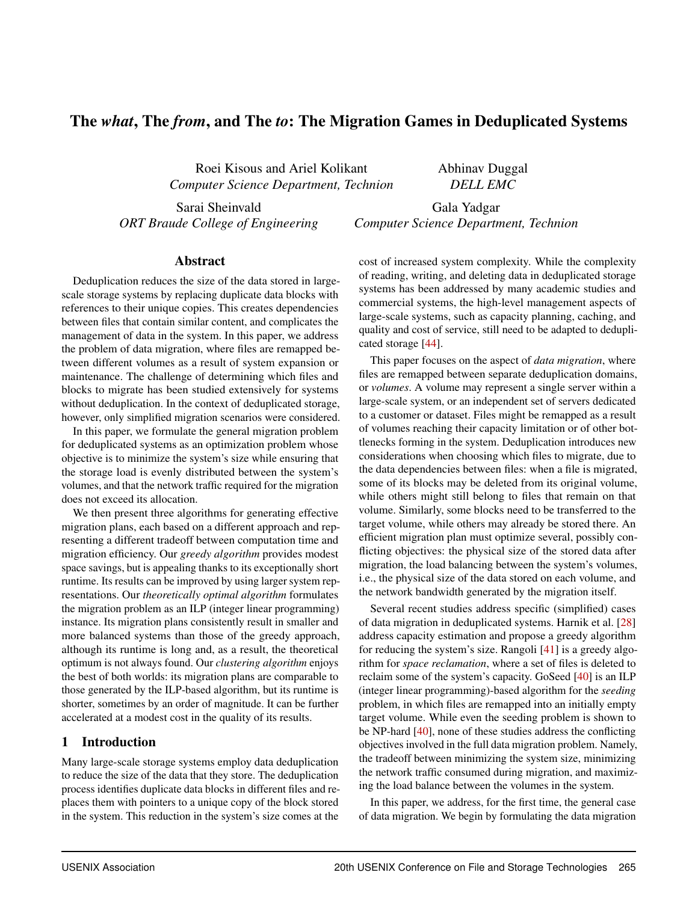# The *what*, The *from*, and The *to*: The Migration Games in Deduplicated Systems

Roei Kisous and Ariel Kolikant
*Computer Science Department, Technion*

Abhinav Duggal
*DELL EMC*

Sarai Sheinvald
*ORT Braude College of Engineering*

Gala Yadgar
*Computer Science Department, Technion*

## Abstract

Deduplication reduces the size of the data stored in large-scale storage systems by replacing duplicate data blocks with references to their unique copies. This creates dependencies between files that contain similar content, and complicates the management of data in the system. In this paper, we address the problem of data migration, where files are remapped between different volumes as a result of system expansion or maintenance. The challenge of determining which files and blocks to migrate has been studied extensively for systems without deduplication. In the context of deduplicated storage, however, only simplified migration scenarios were considered.

In this paper, we formulate the general migration problem for deduplicated systems as an optimization problem whose objective is to minimize the system's size while ensuring that the storage load is evenly distributed between the system's volumes, and that the network traffic required for the migration does not exceed its allocation.

We then present three algorithms for generating effective migration plans, each based on a different approach and representing a different tradeoff between computation time and migration efficiency. Our *greedy algorithm* provides modest space savings, but is appealing thanks to its exceptionally short runtime. Its results can be improved by using larger system representations. Our *theoretically optimal algorithm* formulates the migration problem as an ILP (integer linear programming) instance. Its migration plans consistently result in smaller and more balanced systems than those of the greedy approach, although its runtime is long and, as a result, the theoretical optimum is not always found. Our *clustering algorithm* enjoys the best of both worlds: its migration plans are comparable to those generated by the ILP-based algorithm, but its runtime is shorter, sometimes by an order of magnitude. It can be further accelerated at a modest cost in the quality of its results.

## 1 Introduction

Many large-scale storage systems employ data deduplication to reduce the size of the data that they store. The deduplication process identifies duplicate data blocks in different files and replaces them with pointers to a unique copy of the block stored in the system. This reduction in the system's size comes at the cost of increased system complexity. While the complexity of reading, writing, and deleting data in deduplicated storage systems has been addressed by many academic studies and commercial systems, the high-level management aspects of large-scale systems, such as capacity planning, caching, and quality and cost of service, still need to be adapted to deduplicated storage [44].

This paper focuses on the aspect of *data migration*, where files are remapped between separate deduplication domains, or *volumes*. A volume may represent a single server within a large-scale system, or an independent set of servers dedicated to a customer or dataset. Files might be remapped as a result of volumes reaching their capacity limitation or of other bottlenecks forming in the system. Deduplication introduces new considerations when choosing which files to migrate, due to the data dependencies between files: when a file is migrated, some of its blocks may be deleted from its original volume, while others might still belong to files that remain on that volume. Similarly, some blocks need to be transferred to the target volume, while others may already be stored there. An efficient migration plan must optimize several, possibly conflicting objectives: the physical size of the stored data after migration, the load balancing between the system's volumes, i.e., the physical size of the data stored on each volume, and the network bandwidth generated by the migration itself.

Several recent studies address specific (simplified) cases of data migration in deduplicated systems. Harnik et al. [28] address capacity estimation and propose a greedy algorithm for reducing the system's size. Rangoli [41] is a greedy algorithm for *space reclamation*, where a set of files is deleted to reclaim some of the system's capacity. GoSeed [40] is an ILP (integer linear programming)-based algorithm for the *seeding* problem, in which files are remapped into an initially empty target volume. While even the seeding problem is shown to be NP-hard [40], none of these studies address the conflicting objectives involved in the full data migration problem. Namely, the tradeoff between minimizing the system size, minimizing the network traffic consumed during migration, and maximizing the load balance between the volumes in the system.

In this paper, we address, for the first time, the general case of data migration. We begin by formulating the data migration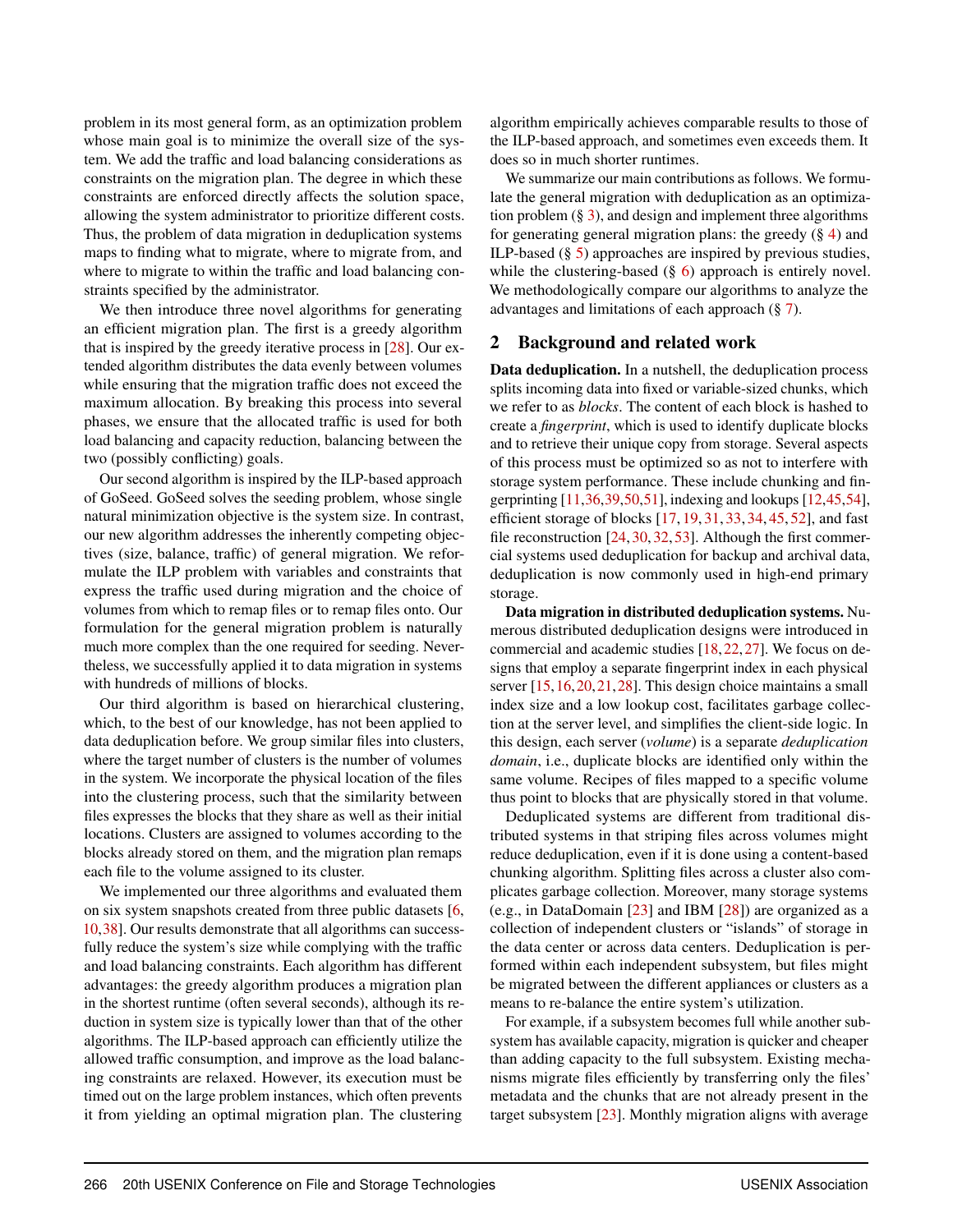problem in its most general form, as an optimization problem whose main goal is to minimize the overall size of the system. We add the traffic and load balancing considerations as constraints on the migration plan. The degree in which these constraints are enforced directly affects the solution space, allowing the system administrator to prioritize different costs. Thus, the problem of data migration in deduplication systems maps to finding what to migrate, where to migrate from, and where to migrate to within the traffic and load balancing constraints specified by the administrator.

We then introduce three novel algorithms for generating an efficient migration plan. The first is a greedy algorithm that is inspired by the greedy iterative process in [28]. Our extended algorithm distributes the data evenly between volumes while ensuring that the migration traffic does not exceed the maximum allocation. By breaking this process into several phases, we ensure that the allocated traffic is used for both load balancing and capacity reduction, balancing between the two (possibly conflicting) goals.

Our second algorithm is inspired by the ILP-based approach of GoSeed. GoSeed solves the seeding problem, whose single natural minimization objective is the system size. In contrast, our new algorithm addresses the inherently competing objectives (size, balance, traffic) of general migration. We reformulate the ILP problem with variables and constraints that express the traffic used during migration and the choice of volumes from which to remap files or to remap files onto. Our formulation for the general migration problem is naturally much more complex than the one required for seeding. Nevertheless, we successfully applied it to data migration in systems with hundreds of millions of blocks.

Our third algorithm is based on hierarchical clustering, which, to the best of our knowledge, has not been applied to data deduplication before. We group similar files into clusters, where the target number of clusters is the number of volumes in the system. We incorporate the physical location of the files into the clustering process, such that the similarity between files expresses the blocks that they share as well as their initial locations. Clusters are assigned to volumes according to the blocks already stored on them, and the migration plan remaps each file to the volume assigned to its cluster.

We implemented our three algorithms and evaluated them on six system snapshots created from three public datasets [6, 10, 38]. Our results demonstrate that all algorithms can successfully reduce the system's size while complying with the traffic and load balancing constraints. Each algorithm has different advantages: the greedy algorithm produces a migration plan in the shortest runtime (often several seconds), although its reduction in system size is typically lower than that of the other algorithms. The ILP-based approach can efficiently utilize the allowed traffic consumption, and improve as the load balancing constraints are relaxed. However, its execution must be timed out on the large problem instances, which often prevents it from yielding an optimal migration plan. The clustering algorithm empirically achieves comparable results to those of the ILP-based approach, and sometimes even exceeds them. It does so in much shorter runtimes.

We summarize our main contributions as follows. We formulate the general migration with deduplication as an optimization problem (§ 3), and design and implement three algorithms for generating general migration plans: the greedy (§ 4) and ILP-based (§ 5) approaches are inspired by previous studies, while the clustering-based (§ 6) approach is entirely novel. We methodologically compare our algorithms to analyze the advantages and limitations of each approach (§ 7).

## 2 Background and related work

**Data deduplication.** In a nutshell, the deduplication process splits incoming data into fixed or variable-sized chunks, which we refer to as *blocks*. The content of each block is hashed to create a *fingerprint*, which is used to identify duplicate blocks and to retrieve their unique copy from storage. Several aspects of this process must be optimized so as not to interfere with storage system performance. These include chunking and fingerprinting [11, 36, 39, 50, 51], indexing and lookups [12, 45, 54], efficient storage of blocks [17, 19, 31, 33, 34, 45, 52], and fast file reconstruction [24, 30, 32, 53]. Although the first commercial systems used deduplication for backup and archival data, deduplication is now commonly used in high-end primary storage.

**Data migration in distributed deduplication systems.** Numerous distributed deduplication designs were introduced in commercial and academic studies [18, 22, 27]. We focus on designs that employ a separate fingerprint index in each physical server [15, 16, 20, 21, 28]. This design choice maintains a small index size and a low lookup cost, facilitates garbage collection at the server level, and simplifies the client-side logic. In this design, each server (*volume*) is a separate *deduplication domain*, i.e., duplicate blocks are identified only within the same volume. Recipes of files mapped to a specific volume thus point to blocks that are physically stored in that volume.

Deduplicated systems are different from traditional distributed systems in that striping files across volumes might reduce deduplication, even if it is done using a content-based chunking algorithm. Splitting files across a cluster also complicates garbage collection. Moreover, many storage systems (e.g., in DataDomain [23] and IBM [28]) are organized as a collection of independent clusters or "islands" of storage in the data center or across data centers. Deduplication is performed within each independent subsystem, but files might be migrated between the different appliances or clusters as a means to re-balance the entire system's utilization.

For example, if a subsystem becomes full while another subsystem has available capacity, migration is quicker and cheaper than adding capacity to the full subsystem. Existing mechanisms migrate files efficiently by transferring only the files' metadata and the chunks that are not already present in the target subsystem [23]. Monthly migration aligns with average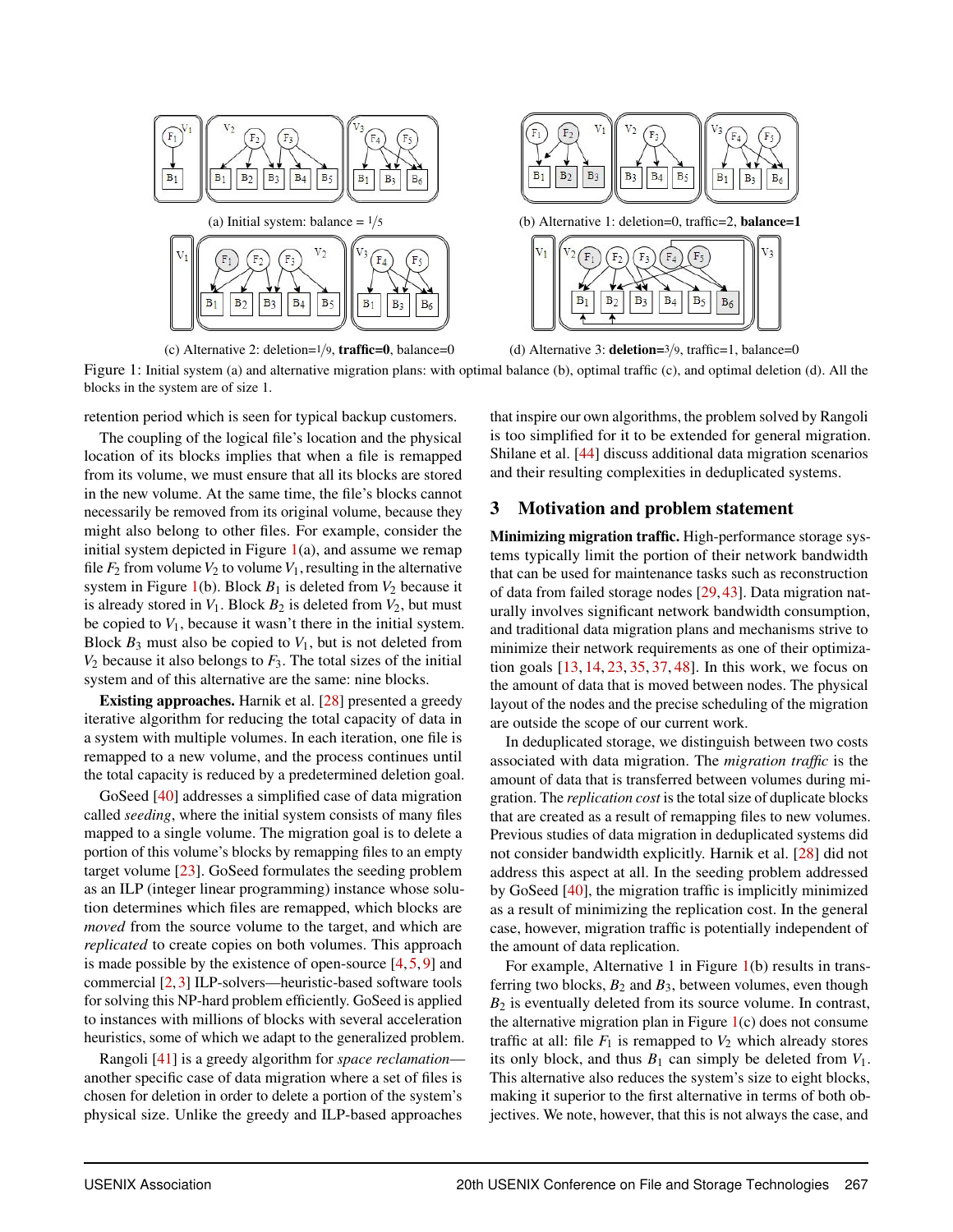(a) Initial system: balance = 1/5

(b) Alternative 1: deletion=0, traffic=2, **balance=1**

(c) Alternative 2: deletion=1/9, **traffic=0**, balance=0

(d) Alternative 3: **deletion=3/9**, traffic=1, balance=0

Figure 1: Initial system (a) and alternative migration plans: with optimal balance (b), optimal traffic (c), and optimal deletion (d). All the blocks in the system are of size 1.

retention period which is seen for typical backup customers.

The coupling of the logical file's location and the physical location of its blocks implies that when a file is remapped from its volume, we must ensure that all its blocks are stored in the new volume. At the same time, the file's blocks cannot necessarily be removed from its original volume, because they might also belong to other files. For example, consider the initial system depicted in Figure 1(a), and assume we remap file $F_2$ from volume $V_2$ to volume $V_1$, resulting in the alternative system in Figure 1(b). Block $B_1$ is deleted from $V_2$ because it is already stored in $V_1$. Block $B_2$ is deleted from $V_2$, but must be copied to $V_1$, because it wasn't there in the initial system. Block $B_3$ must also be copied to $V_1$, but is not deleted from $V_2$ because it also belongs to $F_3$. The total sizes of the initial system and of this alternative are the same: nine blocks.

**Existing approaches.** Harnik et al. [28] presented a greedy iterative algorithm for reducing the total capacity of data in a system with multiple volumes. In each iteration, one file is remapped to a new volume, and the process continues until the total capacity is reduced by a predetermined deletion goal.

GoSeed [40] addresses a simplified case of data migration called *seeding*, where the initial system consists of many files mapped to a single volume. The migration goal is to delete a portion of this volume's blocks by remapping files to an empty target volume [23]. GoSeed formulates the seeding problem as an ILP (integer linear programming) instance whose solution determines which files are remapped, which blocks are *moved* from the source volume to the target, and which are *replicated* to create copies on both volumes. This approach is made possible by the existence of open-source [4, 5, 9] and commercial [2, 3] ILP-solvers—heuristic-based software tools for solving this NP-hard problem efficiently. GoSeed is applied to instances with millions of blocks with several acceleration heuristics, some of which we adapt to the generalized problem.

Rangoli [41] is a greedy algorithm for *space reclamation*—another specific case of data migration where a set of files is chosen for deletion in order to delete a portion of the system's physical size. Unlike the greedy and ILP-based approaches that inspire our own algorithms, the problem solved by Rangoli is too simplified for it to be extended for general migration. Shilane et al. [44] discuss additional data migration scenarios and their resulting complexities in deduplicated systems.

## 3 Motivation and problem statement

**Minimizing migration traffic.** High-performance storage systems typically limit the portion of their network bandwidth that can be used for maintenance tasks such as reconstruction of data from failed storage nodes [29, 43]. Data migration naturally involves significant network bandwidth consumption, and traditional data migration plans and mechanisms strive to minimize their network requirements as one of their optimization goals [13, 14, 23, 35, 37, 48]. In this work, we focus on the amount of data that is moved between nodes. The physical layout of the nodes and the precise scheduling of the migration are outside the scope of our current work.

In deduplicated storage, we distinguish between two costs associated with data migration. The *migration traffic* is the amount of data that is transferred between volumes during migration. The *replication cost* is the total size of duplicate blocks that are created as a result of remapping files to new volumes. Previous studies of data migration in deduplicated systems did not consider bandwidth explicitly. Harnik et al. [28] did not address this aspect at all. In the seeding problem addressed by GoSeed [40], the migration traffic is implicitly minimized as a result of minimizing the replication cost. In the general case, however, migration traffic is potentially independent of the amount of data replication.

For example, Alternative 1 in Figure 1(b) results in transferring two blocks, $B_2$ and $B_3$, between volumes, even though $B_2$ is eventually deleted from its source volume. In contrast, the alternative migration plan in Figure 1(c) does not consume traffic at all: file $F_1$ is remapped to $V_2$ which already stores its only block, and thus $B_1$ can simply be deleted from $V_1$. This alternative also reduces the system's size to eight blocks, making it superior to the first alternative in terms of both objectives. We note, however, that this is not always the case, and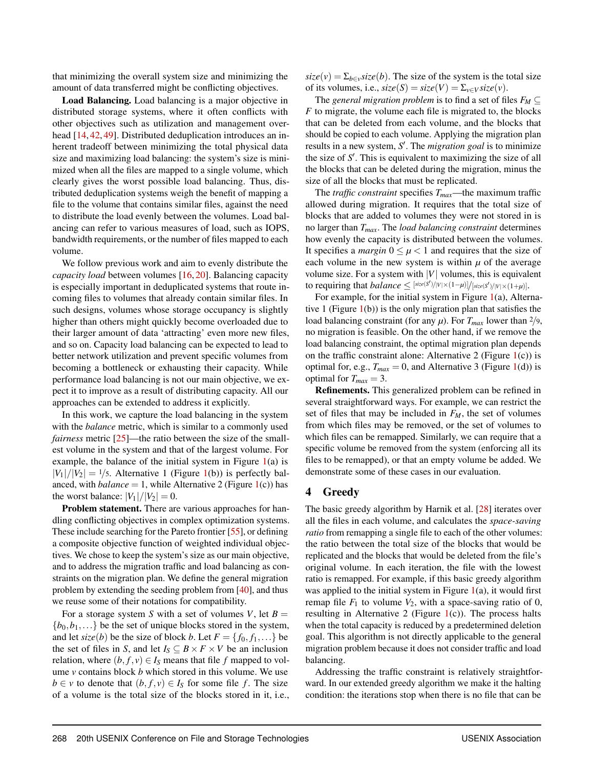that minimizing the overall system size and minimizing the amount of data transferred might be conflicting objectives.

**Load Balancing.** Load balancing is a major objective in distributed storage systems, where it often conflicts with other objectives such as utilization and management overhead [14, 42, 49]. Distributed deduplication introduces an inherent tradeoff between minimizing the total physical data size and maximizing load balancing: the system's size is minimized when all the files are mapped to a single volume, which clearly gives the worst possible load balancing. Thus, distributed deduplication systems weigh the benefit of mapping a file to the volume that contains similar files, against the need to distribute the load evenly between the volumes. Load balancing can refer to various measures of load, such as IOPS, bandwidth requirements, or the number of files mapped to each volume.

We follow previous work and aim to evenly distribute the *capacity load* between volumes [16, 20]. Balancing capacity is especially important in deduplicated systems that route incoming files to volumes that already contain similar files. In such designs, volumes whose storage occupancy is slightly higher than others might quickly become overloaded due to their larger amount of data 'attracting' even more new files, and so on. Capacity load balancing can be expected to lead to better network utilization and prevent specific volumes from becoming a bottleneck or exhausting their capacity. While performance load balancing is not our main objective, we expect it to improve as a result of distributing capacity. All our approaches can be extended to address it explicitly.

In this work, we capture the load balancing in the system with the *balance* metric, which is similar to a commonly used *fairness* metric [25]—the ratio between the size of the smallest volume in the system and that of the largest volume. For example, the balance of the initial system in Figure 1(a) is $|V_1|/|V_2| = 1/5$. Alternative 1 (Figure 1(b)) is perfectly balanced, with $balance = 1$, while Alternative 2 (Figure 1(c)) has the worst balance: $|V_1|/|V_2| = 0$.

**Problem statement.** There are various approaches for handling conflicting objectives in complex optimization systems. These include searching for the Pareto frontier [55], or defining a composite objective function of weighted individual objectives. We chose to keep the system's size as our main objective, and to address the migration traffic and load balancing as constraints on the migration plan. We define the general migration problem by extending the seeding problem from [40], and thus we reuse some of their notations for compatibility.

For a storage system $S$ with a set of volumes $V$, let $B = \{b_0, b_1, \ldots\}$ be the set of unique blocks stored in the system, and let $size(b)$ be the size of block $b$. Let $F = \{f_0, f_1, \ldots\}$ be the set of files in $S$, and let $I_S \subseteq B \times F \times V$ be an inclusion relation, where $(b, f, v) \in I_S$ means that file $f$ mapped to volume $v$ contains block $b$ which stored in this volume. We use $b \in v$ to denote that $(b, f, v) \in I_S$ for some file $f$. The size of a volume is the total size of the blocks stored in it, i.e., $size(v) = \Sigma_{b \in v} size(b)$. The size of the system is the total size of its volumes, i.e., $size(S) = size(V) = \Sigma_{v \in V} size(v)$.

The *general migration problem* is to find a set of files $F_M \subseteq F$ to migrate, the volume each file is migrated to, the blocks that can be deleted from each volume, and the blocks that should be copied to each volume. Applying the migration plan results in a new system, $S'$. The *migration goal* is to minimize the size of $S'$. This is equivalent to maximizing the size of all the blocks that can be deleted during the migration, minus the size of all the blocks that must be replicated.

The *traffic constraint* specifies $T_{max}$—the maximum traffic allowed during migration. It requires that the total size of blocks that are added to volumes they were not stored in is no larger than $T_{max}$. The *load balancing constraint* determines how evenly the capacity is distributed between the volumes. It specifies a *margin* $0 \leq \mu < 1$ and requires that the size of each volume in the new system is within $\mu$ of the average volume size. For a system with $|V|$ volumes, this is equivalent to requiring that $balance \leq {}^{[size(S')/|V| \times (1-\mu)]}/_{[size(S')/|V| \times (1+\mu)]}$.

For example, for the initial system in Figure 1(a), Alternative 1 (Figure 1(b)) is the only migration plan that satisfies the load balancing constraint (for any $\mu$). For $T_{max}$ lower than $2/9$, no migration is feasible. On the other hand, if we remove the load balancing constraint, the optimal migration plan depends on the traffic constraint alone: Alternative 2 (Figure 1(c)) is optimal for, e.g., $T_{max} = 0$, and Alternative 3 (Figure 1(d)) is optimal for $T_{max} = 3$.

**Refinements.** This generalized problem can be refined in several straightforward ways. For example, we can restrict the set of files that may be included in $F_M$, the set of volumes from which files may be removed, or the set of volumes to which files can be remapped. Similarly, we can require that a specific volume be removed from the system (enforcing all its files to be remapped), or that an empty volume be added. We demonstrate some of these cases in our evaluation.

## 4 Greedy

The basic greedy algorithm by Harnik et al. [28] iterates over all the files in each volume, and calculates the *space-saving ratio* from remapping a single file to each of the other volumes: the ratio between the total size of the blocks that would be replicated and the blocks that would be deleted from the file's original volume. In each iteration, the file with the lowest ratio is remapped. For example, if this basic greedy algorithm was applied to the initial system in Figure 1(a), it would first remap file $F_1$ to volume $V_2$, with a space-saving ratio of 0, resulting in Alternative 2 (Figure 1(c)). The process halts when the total capacity is reduced by a predetermined deletion goal. This algorithm is not directly applicable to the general migration problem because it does not consider traffic and load balancing.

Addressing the traffic constraint is relatively straightforward. In our extended greedy algorithm we make it the halting condition: the iterations stop when there is no file that can be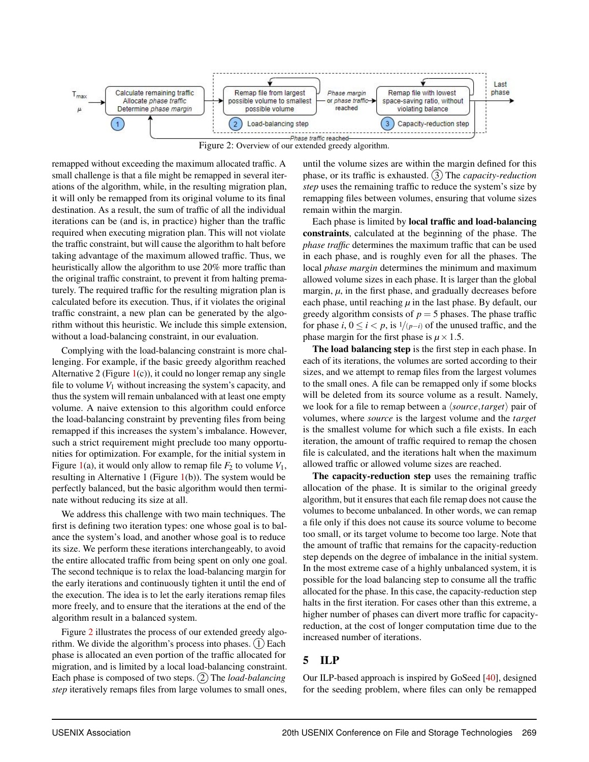Figure 2: Overview of our extended greedy algorithm.

remapped without exceeding the maximum allocated traffic. A small challenge is that a file might be remapped in several iterations of the algorithm, while, in the resulting migration plan, it will only be remapped from its original volume to its final destination. As a result, the sum of traffic of all the individual iterations can be (and is, in practice) higher than the traffic required when executing migration plan. This will not violate the traffic constraint, but will cause the algorithm to halt before taking advantage of the maximum allowed traffic. Thus, we heuristically allow the algorithm to use 20% more traffic than the original traffic constraint, to prevent it from halting prematurely. The required traffic for the resulting migration plan is calculated before its execution. Thus, if it violates the original traffic constraint, a new plan can be generated by the algorithm without this heuristic. We include this simple extension, without a load-balancing constraint, in our evaluation.

Complying with the load-balancing constraint is more challenging. For example, if the basic greedy algorithm reached Alternative 2 (Figure 1(c)), it could no longer remap any single file to volume $V_1$ without increasing the system's capacity, and thus the system will remain unbalanced with at least one empty volume. A naive extension to this algorithm could enforce the load-balancing constraint by preventing files from being remapped if this increases the system's imbalance. However, such a strict requirement might preclude too many opportunities for optimization. For example, for the initial system in Figure 1(a), it would only allow to remap file $F_2$ to volume $V_1$, resulting in Alternative 1 (Figure 1(b)). The system would be perfectly balanced, but the basic algorithm would then terminate without reducing its size at all.

We address this challenge with two main techniques. The first is defining two iteration types: one whose goal is to balance the system's load, and another whose goal is to reduce its size. We perform these iterations interchangeably, to avoid the entire allocated traffic from being spent on only one goal. The second technique is to relax the load-balancing margin for the early iterations and continuously tighten it until the end of the execution. The idea is to let the early iterations remap files more freely, and to ensure that the iterations at the end of the algorithm result in a balanced system.

Figure 2 illustrates the process of our extended greedy algorithm. We divide the algorithm's process into phases. (1) Each phase is allocated an even portion of the traffic allocated for migration, and is limited by a local load-balancing constraint. Each phase is composed of two steps. (2) The *load-balancing step* iteratively remaps files from large volumes to small ones, until the volume sizes are within the margin defined for this phase, or its traffic is exhausted. (3) The *capacity-reduction step* uses the remaining traffic to reduce the system's size by remapping files between volumes, ensuring that volume sizes remain within the margin.

Each phase is limited by **local traffic and load-balancing constraints**, calculated at the beginning of the phase. The *phase traffic* determines the maximum traffic that can be used in each phase, and is roughly even for all the phases. The local *phase margin* determines the minimum and maximum allowed volume sizes in each phase. It is larger than the global margin, $\mu$, in the first phase, and gradually decreases before each phase, until reaching $\mu$ in the last phase. By default, our greedy algorithm consists of $p = 5$ phases. The phase traffic for phase $i$, $0 \leq i < p$, is $1/(p-i)$ of the unused traffic, and the phase margin for the first phase is $\mu \times 1.5$.

**The load balancing step** is the first step in each phase. In each of its iterations, the volumes are sorted according to their sizes, and we attempt to remap files from the largest volumes to the small ones. A file can be remapped only if some blocks will be deleted from its source volume as a result. Namely, we look for a file to remap between a $\langle source, target \rangle$ pair of volumes, where *source* is the largest volume and the *target* is the smallest volume for which such a file exists. In each iteration, the amount of traffic required to remap the chosen file is calculated, and the iterations halt when the maximum allowed traffic or allowed volume sizes are reached.

**The capacity-reduction step** uses the remaining traffic allocation of the phase. It is similar to the original greedy algorithm, but it ensures that each file remap does not cause the volumes to become unbalanced. In other words, we can remap a file only if this does not cause its source volume to become too small, or its target volume to become too large. Note that the amount of traffic that remains for the capacity-reduction step depends on the degree of imbalance in the initial system. In the most extreme case of a highly unbalanced system, it is possible for the load balancing step to consume all the traffic allocated for the phase. In this case, the capacity-reduction step halts in the first iteration. For cases other than this extreme, a higher number of phases can divert more traffic for capacity-reduction, at the cost of longer computation time due to the increased number of iterations.

## 5 ILP

Our ILP-based approach is inspired by GoSeed [40], designed for the seeding problem, where files can only be remapped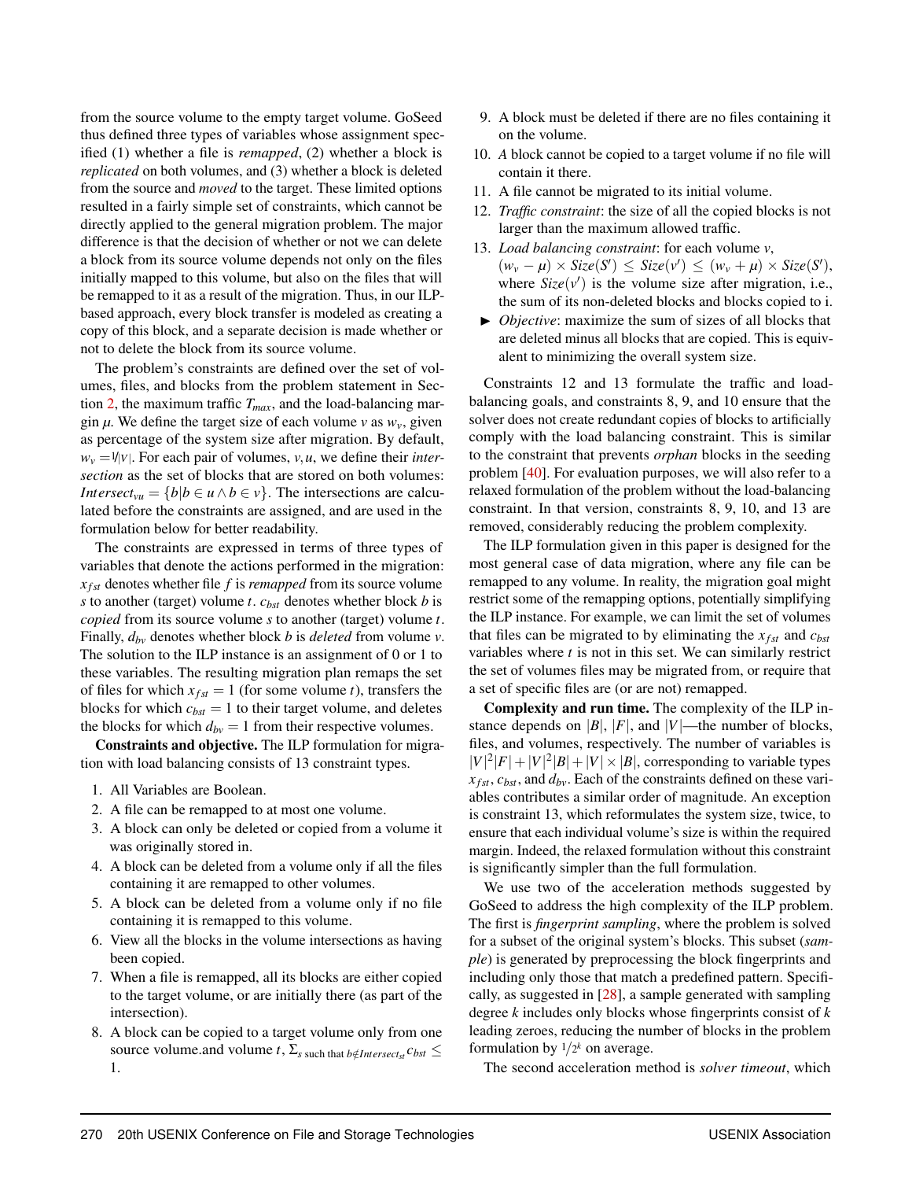from the source volume to the empty target volume. GoSeed thus defined three types of variables whose assignment specified (1) whether a file is *remapped*, (2) whether a block is *replicated* on both volumes, and (3) whether a block is deleted from the source and *moved* to the target. These limited options resulted in a fairly simple set of constraints, which cannot be directly applied to the general migration problem. The major difference is that the decision of whether or not we can delete a block from its source volume depends not only on the files initially mapped to this volume, but also on the files that will be remapped to it as a result of the migration. Thus, in our ILP-based approach, every block transfer is modeled as creating a copy of this block, and a separate decision is made whether or not to delete the block from its source volume.

The problem's constraints are defined over the set of volumes, files, and blocks from the problem statement in Section 2, the maximum traffic $T_{max}$, and the load-balancing margin $\mu$. We define the target size of each volume $v$ as $w_v$, given as percentage of the system size after migration. By default, $w_v = 1/|V|$. For each pair of volumes, $v, u$, we define their *intersection* as the set of blocks that are stored on both volumes: $Intersect_{vu} = \{b | b \in u \wedge b \in v\}$. The intersections are calculated before the constraints are assigned, and are used in the formulation below for better readability.

The constraints are expressed in terms of three types of variables that denote the actions performed in the migration: $x_{fst}$ denotes whether file $f$ is *remapped* from its source volume $s$ to another (target) volume $t$. $c_{bst}$ denotes whether block $b$ is *copied* from its source volume $s$ to another (target) volume $t$. Finally, $d_{bv}$ denotes whether block $b$ is *deleted* from volume $v$. The solution to the ILP instance is an assignment of 0 or 1 to these variables. The resulting migration plan remaps the set of files for which $x_{fst} = 1$ (for some volume $t$), transfers the blocks for which $c_{bst} = 1$ to their target volume, and deletes the blocks for which $d_{bv} = 1$ from their respective volumes.

**Constraints and objective.** The ILP formulation for migration with load balancing consists of 13 constraint types.

1. All Variables are Boolean.
2. A file can be remapped to at most one volume.
3. A block can only be deleted or copied from a volume it was originally stored in.
4. A block can be deleted from a volume only if all the files containing it are remapped to other volumes.
5. A block can be deleted from a volume only if no file containing it is remapped to this volume.
6. View all the blocks in the volume intersections as having been copied.
7. When a file is remapped, all its blocks are either copied to the target volume, or are initially there (as part of the intersection).
8. A block can be copied to a target volume only from one source volume.and volume $t$, $\Sigma_{s \text{ such that } b \notin Intersect_{st}} c_{bst} \leq 1$.
9. A block must be deleted if there are no files containing it on the volume.
10. *A* block cannot be copied to a target volume if no file will contain it there.
11. A file cannot be migrated to its initial volume.
12. *Traffic constraint*: the size of all the copied blocks is not larger than the maximum allowed traffic.
13. *Load balancing constraint*: for each volume $v$, $(w_v - \mu) \times Size(S') \leq Size(v') \leq (w_v + \mu) \times Size(S')$, where $Size(v')$ is the volume size after migration, i.e., the sum of its non-deleted blocks and blocks copied to i.

- *Objective*: maximize the sum of sizes of all blocks that are deleted minus all blocks that are copied. This is equivalent to minimizing the overall system size.

Constraints 12 and 13 formulate the traffic and load-balancing goals, and constraints 8, 9, and 10 ensure that the solver does not create redundant copies of blocks to artificially comply with the load balancing constraint. This is similar to the constraint that prevents *orphan* blocks in the seeding problem [40]. For evaluation purposes, we will also refer to a relaxed formulation of the problem without the load-balancing constraint. In that version, constraints 8, 9, 10, and 13 are removed, considerably reducing the problem complexity.

The ILP formulation given in this paper is designed for the most general case of data migration, where any file can be remapped to any volume. In reality, the migration goal might restrict some of the remapping options, potentially simplifying the ILP instance. For example, we can limit the set of volumes that files can be migrated to by eliminating the $x_{fst}$ and $c_{bst}$ variables where $t$ is not in this set. We can similarly restrict the set of volumes files may be migrated from, or require that a set of specific files are (or are not) remapped.

**Complexity and run time.** The complexity of the ILP instance depends on $|B|$, $|F|$, and $|V|$—the number of blocks, files, and volumes, respectively. The number of variables is $|V|^2|F| + |V|^2|B| + |V| \times |B|$, corresponding to variable types $x_{fst}$, $c_{bst}$, and $d_{bv}$. Each of the constraints defined on these variables contributes a similar order of magnitude. An exception is constraint 13, which reformulates the system size, twice, to ensure that each individual volume's size is within the required margin. Indeed, the relaxed formulation without this constraint is significantly simpler than the full formulation.

We use two of the acceleration methods suggested by GoSeed to address the high complexity of the ILP problem. The first is *fingerprint sampling*, where the problem is solved for a subset of the original system's blocks. This subset (*sample*) is generated by preprocessing the block fingerprints and including only those that match a predefined pattern. Specifically, as suggested in [28], a sample generated with sampling degree $k$ includes only blocks whose fingerprints consist of $k$ leading zeroes, reducing the number of blocks in the problem formulation by $1/2^k$ on average.

The second acceleration method is *solver timeout*, which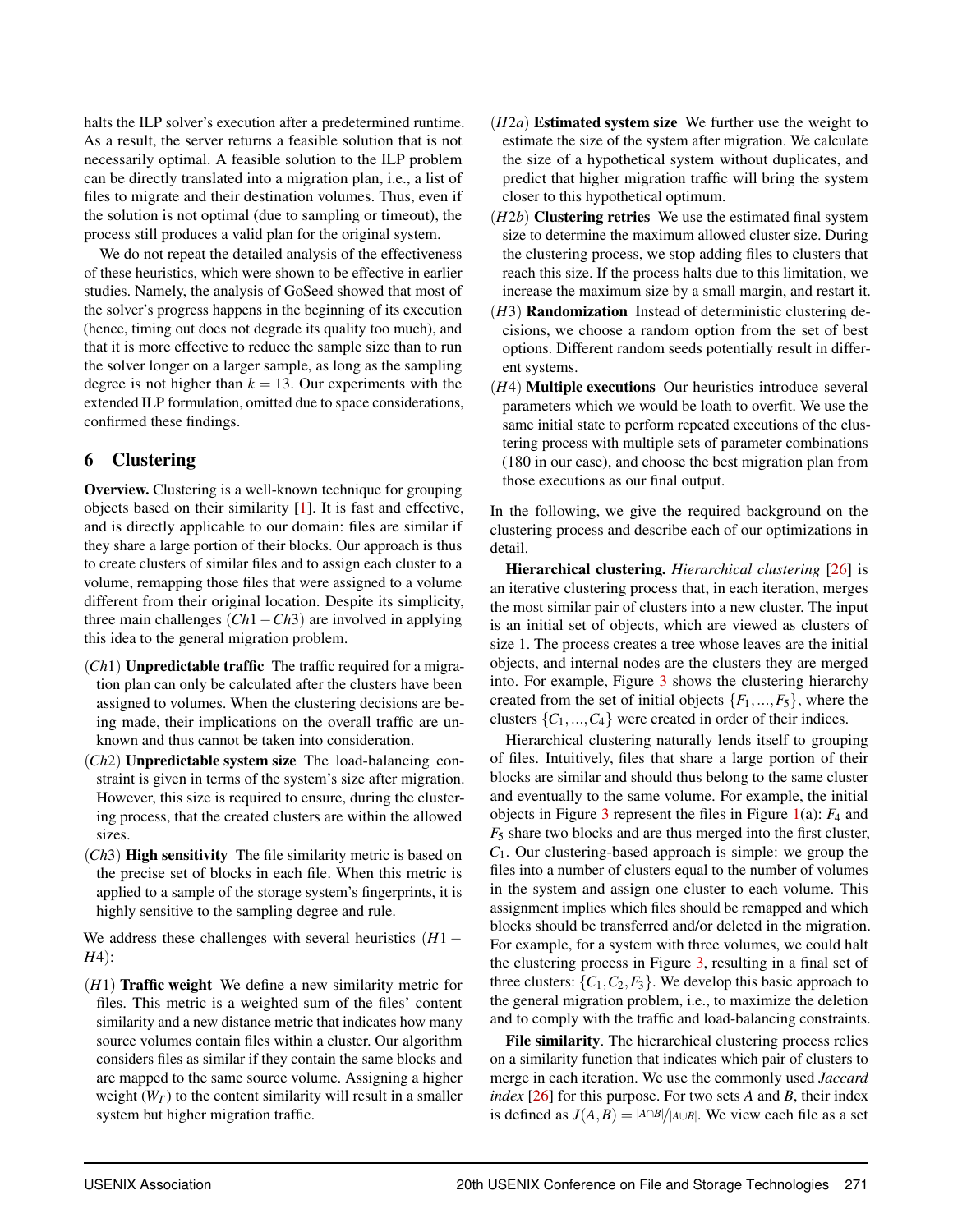halts the ILP solver's execution after a predetermined runtime. As a result, the server returns a feasible solution that is not necessarily optimal. A feasible solution to the ILP problem can be directly translated into a migration plan, i.e., a list of files to migrate and their destination volumes. Thus, even if the solution is not optimal (due to sampling or timeout), the process still produces a valid plan for the original system.

We do not repeat the detailed analysis of the effectiveness of these heuristics, which were shown to be effective in earlier studies. Namely, the analysis of GoSeed showed that most of the solver's progress happens in the beginning of its execution (hence, timing out does not degrade its quality too much), and that it is more effective to reduce the sample size than to run the solver longer on a larger sample, as long as the sampling degree is not higher than $k = 13$. Our experiments with the extended ILP formulation, omitted due to space considerations, confirmed these findings.

## 6 Clustering

**Overview.** Clustering is a well-known technique for grouping objects based on their similarity [1]. It is fast and effective, and is directly applicable to our domain: files are similar if they share a large portion of their blocks. Our approach is thus to create clusters of similar files and to assign each cluster to a volume, remapping those files that were assigned to a volume different from their original location. Despite its simplicity, three main challenges ($Ch1-Ch3$) are involved in applying this idea to the general migration problem.

- ($Ch1$) **Unpredictable traffic** The traffic required for a migration plan can only be calculated after the clusters have been assigned to volumes. When the clustering decisions are being made, their implications on the overall traffic are unknown and thus cannot be taken into consideration.
- ($Ch2$) **Unpredictable system size** The load-balancing constraint is given in terms of the system's size after migration. However, this size is required to ensure, during the clustering process, that the created clusters are within the allowed sizes.
- ($Ch3$) **High sensitivity** The file similarity metric is based on the precise set of blocks in each file. When this metric is applied to a sample of the storage system's fingerprints, it is highly sensitive to the sampling degree and rule.

We address these challenges with several heuristics ($H1-H4$):

- ($H1$) **Traffic weight** We define a new similarity metric for files. This metric is a weighted sum of the files' content similarity and a new distance metric that indicates how many source volumes contain files within a cluster. Our algorithm considers files as similar if they contain the same blocks and are mapped to the same source volume. Assigning a higher weight ($W_T$) to the content similarity will result in a smaller system but higher migration traffic.
- ($H2a$) **Estimated system size** We further use the weight to estimate the size of the system after migration. We calculate the size of a hypothetical system without duplicates, and predict that higher migration traffic will bring the system closer to this hypothetical optimum.
- ($H2b$) **Clustering retries** We use the estimated final system size to determine the maximum allowed cluster size. During the clustering process, we stop adding files to clusters that reach this size. If the process halts due to this limitation, we increase the maximum size by a small margin, and restart it.
- ($H3$) **Randomization** Instead of deterministic clustering decisions, we choose a random option from the set of best options. Different random seeds potentially result in different systems.
- ($H4$) **Multiple executions** Our heuristics introduce several parameters which we would be loath to overfit. We use the same initial state to perform repeated executions of the clustering process with multiple sets of parameter combinations (180 in our case), and choose the best migration plan from those executions as our final output.

In the following, we give the required background on the clustering process and describe each of our optimizations in detail.

**Hierarchical clustering.** *Hierarchical clustering* [26] is an iterative clustering process that, in each iteration, merges the most similar pair of clusters into a new cluster. The input is an initial set of objects, which are viewed as clusters of size 1. The process creates a tree whose leaves are the initial objects, and internal nodes are the clusters they are merged into. For example, Figure 3 shows the clustering hierarchy created from the set of initial objects $\{F_1,...,F_5\}$, where the clusters $\{C_1,...,C_4\}$ were created in order of their indices.

Hierarchical clustering naturally lends itself to grouping of files. Intuitively, files that share a large portion of their blocks are similar and should thus belong to the same cluster and eventually to the same volume. For example, the initial objects in Figure 3 represent the files in Figure 1(a): $F_4$ and $F_5$ share two blocks and are thus merged into the first cluster, $C_1$. Our clustering-based approach is simple: we group the files into a number of clusters equal to the number of volumes in the system and assign one cluster to each volume. This assignment implies which files should be remapped and which blocks should be transferred and/or deleted in the migration. For example, for a system with three volumes, we could halt the clustering process in Figure 3, resulting in a final set of three clusters: $\{C_1,C_2,F_3\}$. We develop this basic approach to the general migration problem, i.e., to maximize the deletion and to comply with the traffic and load-balancing constraints.

**File similarity**. The hierarchical clustering process relies on a similarity function that indicates which pair of clusters to merge in each iteration. We use the commonly used *Jaccard index* [26] for this purpose. For two sets $A$ and $B$, their index is defined as $J(A,B) = {|A\cap B|}/{|A\cup B|}$. We view each file as a set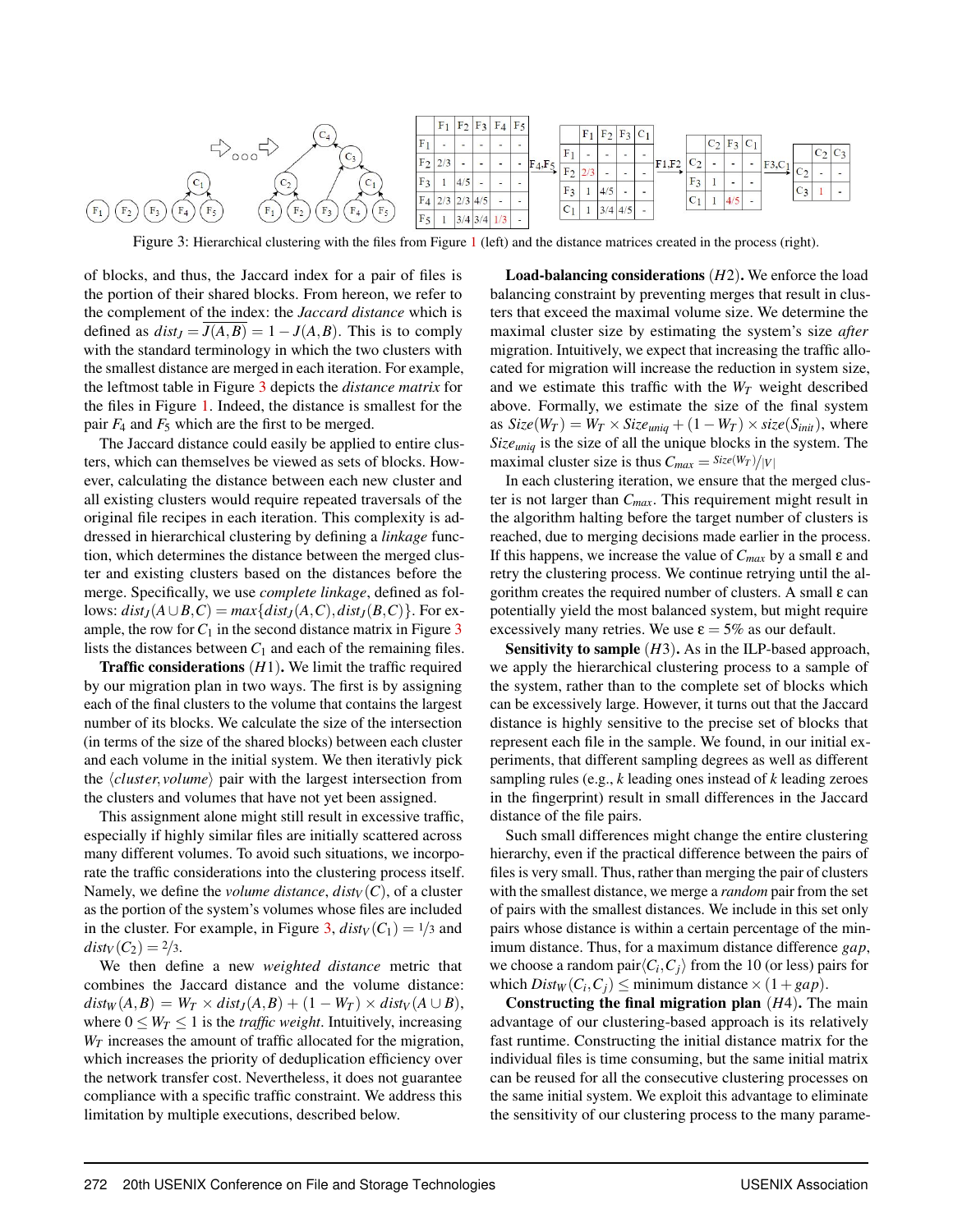| | $F_1$ | $F_2$ | $F_3$ | $F_4$ | $F_5$ |
|---|---|---|---|---|---|
| $F_1$ | - | - | - | - | - |
| $F_2$ | 2/3 | - | - | - | - |
| $F_3$ | 1 | 4/5 | - | - | - |
| $F_4$ | 2/3 | 2/3 | 4/5 | - | - |
| $F_5$ | 1 | 3/4 | 3/4 | 1/3 | - |

$\xrightarrow{F_4,F_5}$

| | $F_1$ | $F_2$ | $F_3$ | $C_1$ |
|---|---|---|---|---|
| $F_1$ | - | - | - | - |
| $F_2$ | 2/3 | - | - | - |
| $F_3$ | 1 | 4/5 | - | - |
| $C_1$ | 1 | 3/4 | 4/5 | - |

$\xrightarrow{F_1,F_2}$

| | $C_2$ | $F_3$ | $C_1$ |
|---|---|---|---|
| $C_2$ | - | - | - |
| $F_3$ | 1 | - | - |
| $C_1$ | 1 | 4/5 | - |

$\xrightarrow{F_3,C_1}$

| | $C_2$ | $C_3$ |
|---|---|---|
| $C_2$ | - | - |
| $C_3$ | 1 | - |

Figure 3: Hierarchical clustering with the files from Figure 1 (left) and the distance matrices created in the process (right).

of blocks, and thus, the Jaccard index for a pair of files is the portion of their shared blocks. From hereon, we refer to the complement of the index: the *Jaccard distance* which is defined as $dist_J = \overline{J(A,B)} = 1 - J(A,B)$. This is to comply with the standard terminology in which the two clusters with the smallest distance are merged in each iteration. For example, the leftmost table in Figure 3 depicts the *distance matrix* for the files in Figure 1. Indeed, the distance is smallest for the pair $F_4$ and $F_5$ which are the first to be merged.

The Jaccard distance could easily be applied to entire clusters, which can themselves be viewed as sets of blocks. However, calculating the distance between each new cluster and all existing clusters would require repeated traversals of the original file recipes in each iteration. This complexity is addressed in hierarchical clustering by defining a *linkage* function, which determines the distance between the merged cluster and existing clusters based on the distances before the merge. Specifically, we use *complete linkage*, defined as follows: $dist_J(A \cup B, C) = max\{dist_J(A,C), dist_J(B,C)\}$. For example, the row for $C_1$ in the second distance matrix in Figure 3 lists the distances between $C_1$ and each of the remaining files.

**Traffic considerations** ($H1$)**.** We limit the traffic required by our migration plan in two ways. The first is by assigning each of the final clusters to the volume that contains the largest number of its blocks. We calculate the size of the intersection (in terms of the size of the shared blocks) between each cluster and each volume in the initial system. We then iterativly pick the $\langle cluster, volume \rangle$ pair with the largest intersection from the clusters and volumes that have not yet been assigned.

This assignment alone might still result in excessive traffic, especially if highly similar files are initially scattered across many different volumes. To avoid such situations, we incorporate the traffic considerations into the clustering process itself. Namely, we define the *volume distance*, $dist_V(C)$, of a cluster as the portion of the system's volumes whose files are included in the cluster. For example, in Figure 3, $dist_V(C_1) = 1/3$ and $dist_V(C_2) = 2/3$.

We then define a new *weighted distance* metric that combines the Jaccard distance and the volume distance: $dist_W(A,B) = W_T \times dist_J(A,B) + (1 - W_T) \times dist_V(A \cup B)$, where $0 \leq W_T \leq 1$ is the *traffic weight*. Intuitively, increasing $W_T$ increases the amount of traffic allocated for the migration, which increases the priority of deduplication efficiency over the network transfer cost. Nevertheless, it does not guarantee compliance with a specific traffic constraint. We address this limitation by multiple executions, described below.

**Load-balancing considerations** ($H2$)**.** We enforce the load balancing constraint by preventing merges that result in clusters that exceed the maximal volume size. We determine the maximal cluster size by estimating the system's size *after* migration. Intuitively, we expect that increasing the traffic allocated for migration will increase the reduction in system size, and we estimate this traffic with the $W_T$ weight described above. Formally, we estimate the size of the final system as $Size(W_T) = W_T \times Size_{uniq} + (1 - W_T) \times size(S_{init})$, where $Size_{uniq}$ is the size of all the unique blocks in the system. The maximal cluster size is thus $C_{max} = Size(W_T)/|V|$

In each clustering iteration, we ensure that the merged cluster is not larger than $C_{max}$. This requirement might result in the algorithm halting before the target number of clusters is reached, due to merging decisions made earlier in the process. If this happens, we increase the value of $C_{max}$ by a small $\varepsilon$ and retry the clustering process. We continue retrying until the algorithm creates the required number of clusters. A small $\varepsilon$ can potentially yield the most balanced system, but might require excessively many retries. We use $\varepsilon = 5\%$ as our default.

**Sensitivity to sample** ($H3$)**.** As in the ILP-based approach, we apply the hierarchical clustering process to a sample of the system, rather than to the complete set of blocks which can be excessively large. However, it turns out that the Jaccard distance is highly sensitive to the precise set of blocks that represent each file in the sample. We found, in our initial experiments, that different sampling degrees as well as different sampling rules (e.g., $k$ leading ones instead of $k$ leading zeroes in the fingerprint) result in small differences in the Jaccard distance of the file pairs.

Such small differences might change the entire clustering hierarchy, even if the practical difference between the pairs of files is very small. Thus, rather than merging the pair of clusters with the smallest distance, we merge a *random* pair from the set of pairs with the smallest distances. We include in this set only pairs whose distance is within a certain percentage of the minimum distance. Thus, for a maximum distance difference $gap$, we choose a random pair$\langle C_i, C_j \rangle$ from the 10 (or less) pairs for which $Dist_W(C_i, C_j) \leq$ minimum distance $\times (1 + gap)$.

**Constructing the final migration plan** ($H4$)**.** The main advantage of our clustering-based approach is its relatively fast runtime. Constructing the initial distance matrix for the individual files is time consuming, but the same initial matrix can be reused for all the consecutive clustering processes on the same initial system. We exploit this advantage to eliminate the sensitivity of our clustering process to the many parame-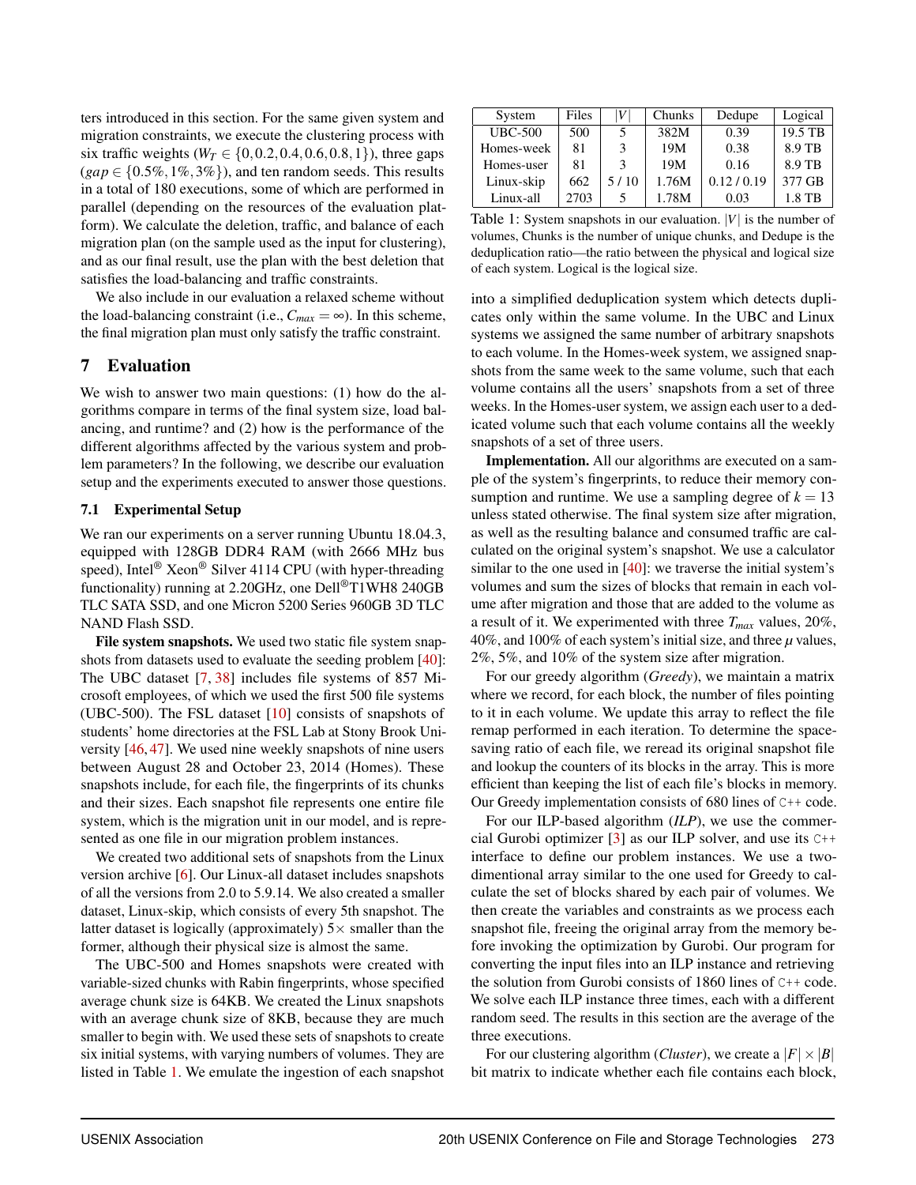ters introduced in this section. For the same given system and migration constraints, we execute the clustering process with six traffic weights ($W_T \in \{0, 0.2, 0.4, 0.6, 0.8, 1\}$), three gaps ($gap \in \{0.5\%, 1\%, 3\%\}$), and ten random seeds. This results in a total of 180 executions, some of which are performed in parallel (depending on the resources of the evaluation platform). We calculate the deletion, traffic, and balance of each migration plan (on the sample used as the input for clustering), and as our final result, use the plan with the best deletion that satisfies the load-balancing and traffic constraints.

We also include in our evaluation a relaxed scheme without the load-balancing constraint (i.e., $C_{max} = \infty$). In this scheme, the final migration plan must only satisfy the traffic constraint.

## 7 Evaluation

We wish to answer two main questions: (1) how do the algorithms compare in terms of the final system size, load balancing, and runtime? and (2) how is the performance of the different algorithms affected by the various system and problem parameters? In the following, we describe our evaluation setup and the experiments executed to answer those questions.

### 7.1 Experimental Setup

We ran our experiments on a server running Ubuntu 18.04.3, equipped with 128GB DDR4 RAM (with 2666 MHz bus speed), Intel® Xeon® Silver 4114 CPU (with hyper-threading functionality) running at 2.20GHz, one Dell®T1WH8 240GB TLC SATA SSD, and one Micron 5200 Series 960GB 3D TLC NAND Flash SSD.

**File system snapshots.** We used two static file system snapshots from datasets used to evaluate the seeding problem [40]: The UBC dataset [7, 38] includes file systems of 857 Microsoft employees, of which we used the first 500 file systems (UBC-500). The FSL dataset [10] consists of snapshots of students' home directories at the FSL Lab at Stony Brook University [46, 47]. We used nine weekly snapshots of nine users between August 28 and October 23, 2014 (Homes). These snapshots include, for each file, the fingerprints of its chunks and their sizes. Each snapshot file represents one entire file system, which is the migration unit in our model, and is represented as one file in our migration problem instances.

We created two additional sets of snapshots from the Linux version archive [6]. Our Linux-all dataset includes snapshots of all the versions from 2.0 to 5.9.14. We also created a smaller dataset, Linux-skip, which consists of every 5th snapshot. The latter dataset is logically (approximately) 5× smaller than the former, although their physical size is almost the same.

The UBC-500 and Homes snapshots were created with variable-sized chunks with Rabin fingerprints, whose specified average chunk size is 64KB. We created the Linux snapshots with an average chunk size of 8KB, because they are much smaller to begin with. We used these sets of snapshots to create six initial systems, with varying numbers of volumes. They are listed in Table 1. We emulate the ingestion of each snapshot into a simplified deduplication system which detects duplicates only within the same volume. In the UBC and Linux systems we assigned the same number of arbitrary snapshots to each volume. In the Homes-week system, we assigned snapshots from the same week to the same volume, such that each volume contains all the users' snapshots from a set of three weeks. In the Homes-user system, we assign each user to a dedicated volume such that each volume contains all the weekly snapshots of a set of three users.

| System | Files | $\|V\|$ | Chunks | Dedupe | Logical |
|---|---|---|---|---|---|
| UBC-500 | 500 | 5 | 382M | 0.39 | 19.5 TB |
| Homes-week | 81 | 3 | 19M | 0.38 | 8.9 TB |
| Homes-user | 81 | 3 | 19M | 0.16 | 8.9 TB |
| Linux-skip | 662 | 5 / 10 | 1.76M | 0.12 / 0.19 | 377 GB |
| Linux-all | 2703 | 5 | 1.78M | 0.03 | 1.8 TB |

Table 1: System snapshots in our evaluation. $|V|$ is the number of volumes, Chunks is the number of unique chunks, and Dedupe is the deduplication ratio—the ratio between the physical and logical size of each system. Logical is the logical size.

**Implementation.** All our algorithms are executed on a sample of the system's fingerprints, to reduce their memory consumption and runtime. We use a sampling degree of $k = 13$ unless stated otherwise. The final system size after migration, as well as the resulting balance and consumed traffic are calculated on the original system's snapshot. We use a calculator similar to the one used in [40]: we traverse the initial system's volumes and sum the sizes of blocks that remain in each volume after migration and those that are added to the volume as a result of it. We experimented with three $T_{max}$ values, 20%, 40%, and 100% of each system's initial size, and three $\mu$ values, 2%, 5%, and 10% of the system size after migration.

For our greedy algorithm (*Greedy*), we maintain a matrix where we record, for each block, the number of files pointing to it in each volume. We update this array to reflect the file remap performed in each iteration. To determine the space-saving ratio of each file, we reread its original snapshot file and lookup the counters of its blocks in the array. This is more efficient than keeping the list of each file's blocks in memory. Our Greedy implementation consists of 680 lines of C++ code.

For our ILP-based algorithm (*ILP*), we use the commercial Gurobi optimizer [3] as our ILP solver, and use its C++ interface to define our problem instances. We use a two-dimentional array similar to the one used for Greedy to calculate the set of blocks shared by each pair of volumes. We then create the variables and constraints as we process each snapshot file, freeing the original array from the memory before invoking the optimization by Gurobi. Our program for converting the input files into an ILP instance and retrieving the solution from Gurobi consists of 1860 lines of C++ code. We solve each ILP instance three times, each with a different random seed. The results in this section are the average of the three executions.

For our clustering algorithm (*Cluster*), we create a $|F| \times |B|$ bit matrix to indicate whether each file contains each block,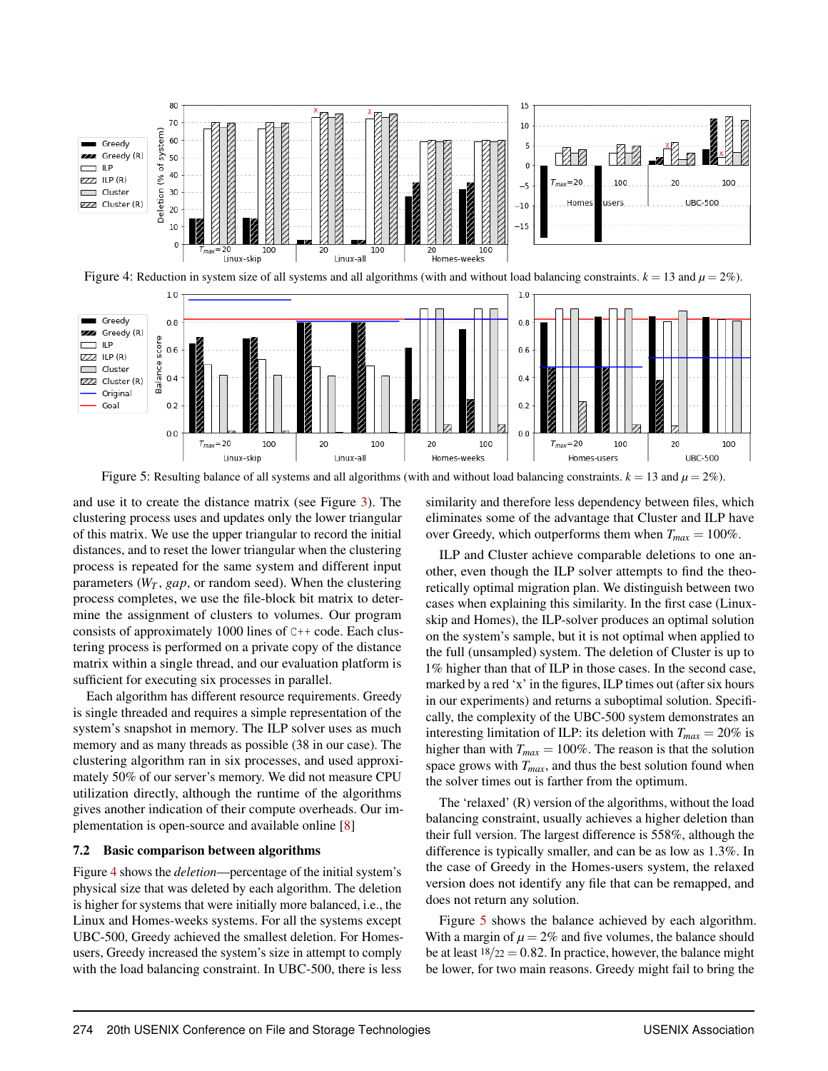Figure 4: Reduction in system size of all systems and all algorithms (with and without load balancing constraints. $k = 13$ and $\mu = 2\%$).

Figure 5: Resulting balance of all systems and all algorithms (with and without load balancing constraints. $k = 13$ and $\mu = 2\%$).

and use it to create the distance matrix (see Figure 3). The clustering process uses and updates only the lower triangular of this matrix. We use the upper triangular to record the initial distances, and to reset the lower triangular when the clustering process is repeated for the same system and different input parameters ($W_T$, *gap*, or random seed). When the clustering process completes, we use the file-block bit matrix to determine the assignment of clusters to volumes. Our program consists of approximately 1000 lines of C++ code. Each clustering process is performed on a private copy of the distance matrix within a single thread, and our evaluation platform is sufficient for executing six processes in parallel.

Each algorithm has different resource requirements. Greedy is single threaded and requires a simple representation of the system's snapshot in memory. The ILP solver uses as much memory and as many threads as possible (38 in our case). The clustering algorithm ran in six processes, and used approximately 50% of our server's memory. We did not measure CPU utilization directly, although the runtime of the algorithms gives another indication of their compute overheads. Our implementation is open-source and available online [8]

### 7.2 Basic comparison between algorithms

Figure 4 shows the *deletion*—percentage of the initial system's physical size that was deleted by each algorithm. The deletion is higher for systems that were initially more balanced, i.e., the Linux and Homes-weeks systems. For all the systems except UBC-500, Greedy achieved the smallest deletion. For Homes-users, Greedy increased the system's size in attempt to comply with the load balancing constraint. In UBC-500, there is less similarity and therefore less dependency between files, which eliminates some of the advantage that Cluster and ILP have over Greedy, which outperforms them when $T_{max} = 100\%$.

ILP and Cluster achieve comparable deletions to one another, even though the ILP solver attempts to find the theoretically optimal migration plan. We distinguish between two cases when explaining this similarity. In the first case (Linux-skip and Homes), the ILP-solver produces an optimal solution on the system's sample, but it is not optimal when applied to the full (unsampled) system. The deletion of Cluster is up to 1% higher than that of ILP in those cases. In the second case, marked by a red 'x' in the figures, ILP times out (after six hours in our experiments) and returns a suboptimal solution. Specifically, the complexity of the UBC-500 system demonstrates an interesting limitation of ILP: its deletion with $T_{max} = 20\%$ is higher than with $T_{max} = 100\%$. The reason is that the solution space grows with $T_{max}$, and thus the best solution found when the solver times out is farther from the optimum.

The 'relaxed' (R) version of the algorithms, without the load balancing constraint, usually achieves a higher deletion than their full version. The largest difference is 558%, although the difference is typically smaller, and can be as low as 1.3%. In the case of Greedy in the Homes-users system, the relaxed version does not identify any file that can be remapped, and does not return any solution.

Figure 5 shows the balance achieved by each algorithm. With a margin of $\mu = 2\%$ and five volumes, the balance should be at least $^{18}/_{22} = 0.82$. In practice, however, the balance might be lower, for two main reasons. Greedy might fail to bring the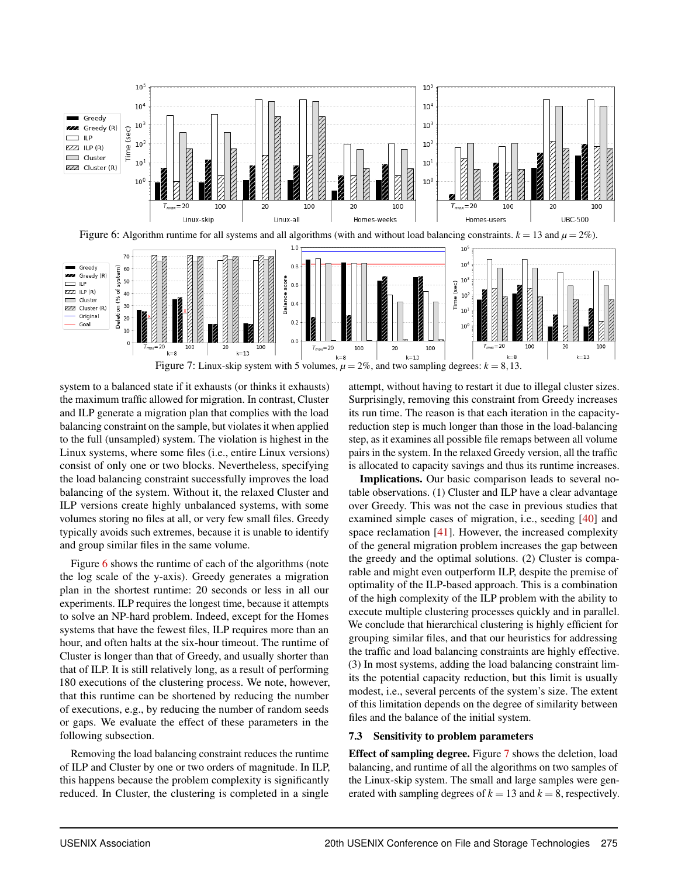Figure 6: Algorithm runtime for all systems and all algorithms (with and without load balancing constraints. $k = 13$ and $\mu = 2\%$).

Figure 7: Linux-skip system with 5 volumes, $\mu = 2\%$, and two sampling degrees: $k = 8, 13$.

system to a balanced state if it exhausts (or thinks it exhausts) the maximum traffic allowed for migration. In contrast, Cluster and ILP generate a migration plan that complies with the load balancing constraint on the sample, but violates it when applied to the full (unsampled) system. The violation is highest in the Linux systems, where some files (i.e., entire Linux versions) consist of only one or two blocks. Nevertheless, specifying the load balancing constraint successfully improves the load balancing of the system. Without it, the relaxed Cluster and ILP versions create highly unbalanced systems, with some volumes storing no files at all, or very few small files. Greedy typically avoids such extremes, because it is unable to identify and group similar files in the same volume.

Figure 6 shows the runtime of each of the algorithms (note the log scale of the y-axis). Greedy generates a migration plan in the shortest runtime: 20 seconds or less in all our experiments. ILP requires the longest time, because it attempts to solve an NP-hard problem. Indeed, except for the Homes systems that have the fewest files, ILP requires more than an hour, and often halts at the six-hour timeout. The runtime of Cluster is longer than that of Greedy, and usually shorter than that of ILP. It is still relatively long, as a result of performing 180 executions of the clustering process. We note, however, that this runtime can be shortened by reducing the number of executions, e.g., by reducing the number of random seeds or gaps. We evaluate the effect of these parameters in the following subsection.

Removing the load balancing constraint reduces the runtime of ILP and Cluster by one or two orders of magnitude. In ILP, this happens because the problem complexity is significantly reduced. In Cluster, the clustering is completed in a single attempt, without having to restart it due to illegal cluster sizes. Surprisingly, removing this constraint from Greedy increases its run time. The reason is that each iteration in the capacity-reduction step is much longer than those in the load-balancing step, as it examines all possible file remaps between all volume pairs in the system. In the relaxed Greedy version, all the traffic is allocated to capacity savings and thus its runtime increases.

**Implications.** Our basic comparison leads to several notable observations. (1) Cluster and ILP have a clear advantage over Greedy. This was not the case in previous studies that examined simple cases of migration, i.e., seeding [40] and space reclamation [41]. However, the increased complexity of the general migration problem increases the gap between the greedy and the optimal solutions. (2) Cluster is comparable and might even outperform ILP, despite the premise of optimality of the ILP-based approach. This is a combination of the high complexity of the ILP problem with the ability to execute multiple clustering processes quickly and in parallel. We conclude that hierarchical clustering is highly efficient for grouping similar files, and that our heuristics for addressing the traffic and load balancing constraints are highly effective. (3) In most systems, adding the load balancing constraint limits the potential capacity reduction, but this limit is usually modest, i.e., several percents of the system's size. The extent of this limitation depends on the degree of similarity between files and the balance of the initial system.

### 7.3 Sensitivity to problem parameters

**Effect of sampling degree.** Figure 7 shows the deletion, load balancing, and runtime of all the algorithms on two samples of the Linux-skip system. The small and large samples were generated with sampling degrees of $k = 13$ and $k = 8$, respectively.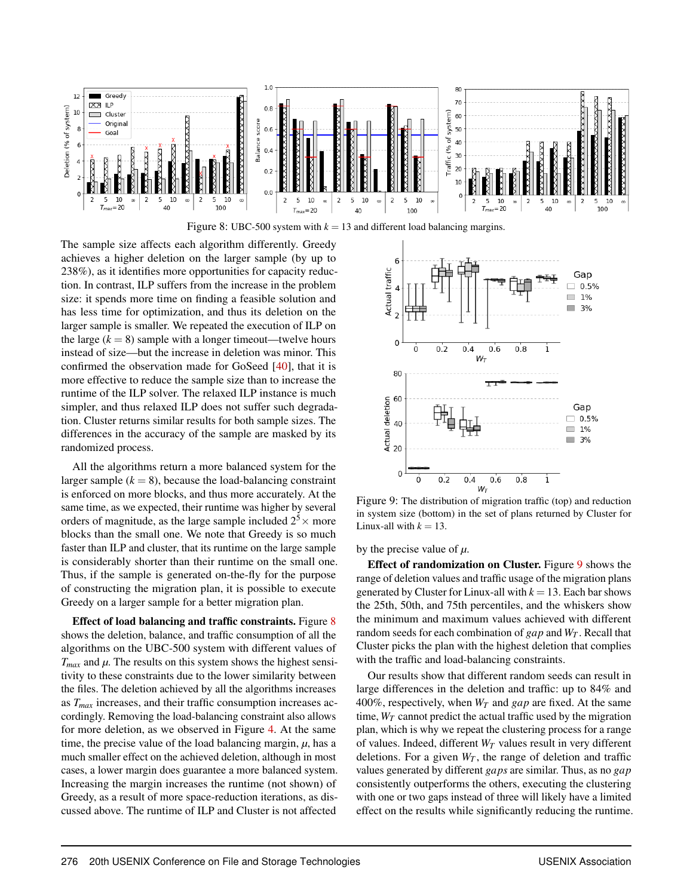Figure 8: UBC-500 system with $k = 13$ and different load balancing margins.

The sample size affects each algorithm differently. Greedy achieves a higher deletion on the larger sample (by up to 238%), as it identifies more opportunities for capacity reduction. In contrast, ILP suffers from the increase in the problem size: it spends more time on finding a feasible solution and has less time for optimization, and thus its deletion on the larger sample is smaller. We repeated the execution of ILP on the large ($k = 8$) sample with a longer timeout—twelve hours instead of size—but the increase in deletion was minor. This confirmed the observation made for GoSeed [40], that it is more effective to reduce the sample size than to increase the runtime of the ILP solver. The relaxed ILP instance is much simpler, and thus relaxed ILP does not suffer such degradation. Cluster returns similar results for both sample sizes. The differences in the accuracy of the sample are masked by its randomized process.

All the algorithms return a more balanced system for the larger sample ($k = 8$), because the load-balancing constraint is enforced on more blocks, and thus more accurately. At the same time, as we expected, their runtime was higher by several orders of magnitude, as the large sample included $2^5\times$ more blocks than the small one. We note that Greedy is so much faster than ILP and cluster, that its runtime on the large sample is considerably shorter than their runtime on the small one. Thus, if the sample is generated on-the-fly for the purpose of constructing the migration plan, it is possible to execute Greedy on a larger sample for a better migration plan.

**Effect of load balancing and traffic constraints.** Figure 8 shows the deletion, balance, and traffic consumption of all the algorithms on the UBC-500 system with different values of $T_{max}$ and $\mu$. The results on this system shows the highest sensitivity to these constraints due to the lower similarity between the files. The deletion achieved by all the algorithms increases as $T_{max}$ increases, and their traffic consumption increases accordingly. Removing the load-balancing constraint also allows for more deletion, as we observed in Figure 4. At the same time, the precise value of the load balancing margin, $\mu$, has a much smaller effect on the achieved deletion, although in most cases, a lower margin does guarantee a more balanced system. Increasing the margin increases the runtime (not shown) of Greedy, as a result of more space-reduction iterations, as discussed above. The runtime of ILP and Cluster is not affected by the precise value of $\mu$.

Figure 9: The distribution of migration traffic (top) and reduction in system size (bottom) in the set of plans returned by Cluster for Linux-all with $k = 13$.

**Effect of randomization on Cluster.** Figure 9 shows the range of deletion values and traffic usage of the migration plans generated by Cluster for Linux-all with $k = 13$. Each bar shows the 25th, 50th, and 75th percentiles, and the whiskers show the minimum and maximum values achieved with different random seeds for each combination of *gap* and $W_T$. Recall that Cluster picks the plan with the highest deletion that complies with the traffic and load-balancing constraints.

Our results show that different random seeds can result in large differences in the deletion and traffic: up to 84% and 400%, respectively, when $W_T$ and *gap* are fixed. At the same time, $W_T$ cannot predict the actual traffic used by the migration plan, which is why we repeat the clustering process for a range of values. Indeed, different $W_T$ values result in very different deletions. For a given $W_T$, the range of deletion and traffic values generated by different *gaps* are similar. Thus, as no *gap* consistently outperforms the others, executing the clustering with one or two gaps instead of three will likely have a limited effect on the results while significantly reducing the runtime.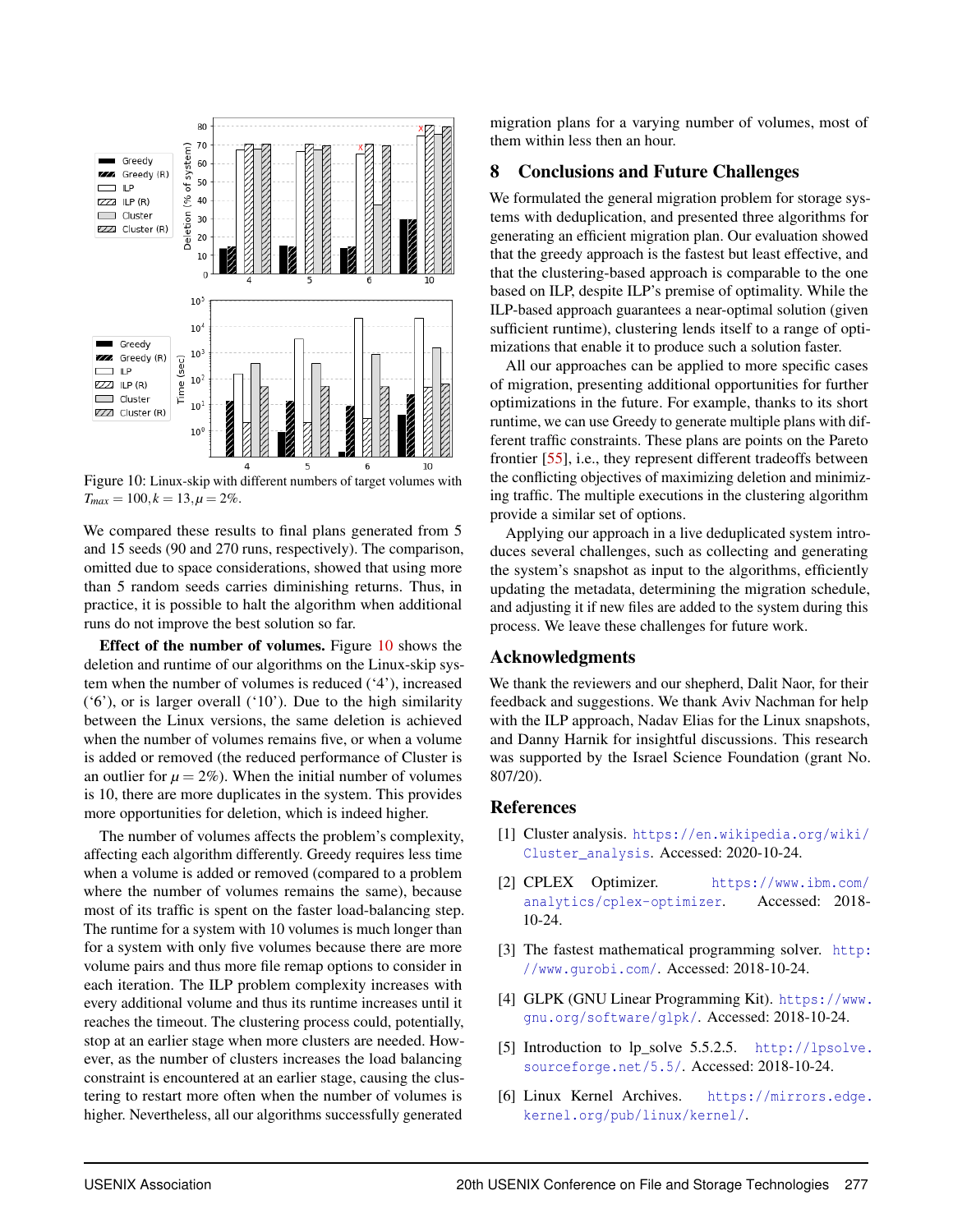Figure 10: Linux-skip with different numbers of target volumes with $T_{max} = 100, k = 13, \mu = 2\%$.

We compared these results to final plans generated from 5 and 15 seeds (90 and 270 runs, respectively). The comparison, omitted due to space considerations, showed that using more than 5 random seeds carries diminishing returns. Thus, in practice, it is possible to halt the algorithm when additional runs do not improve the best solution so far.

**Effect of the number of volumes.** Figure 10 shows the deletion and runtime of our algorithms on the Linux-skip system when the number of volumes is reduced ('4'), increased ('6'), or is larger overall ('10'). Due to the high similarity between the Linux versions, the same deletion is achieved when the number of volumes remains five, or when a volume is added or removed (the reduced performance of Cluster is an outlier for $\mu = 2\%$). When the initial number of volumes is 10, there are more duplicates in the system. This provides more opportunities for deletion, which is indeed higher.

The number of volumes affects the problem's complexity, affecting each algorithm differently. Greedy requires less time when a volume is added or removed (compared to a problem where the number of volumes remains the same), because most of its traffic is spent on the faster load-balancing step. The runtime for a system with 10 volumes is much longer than for a system with only five volumes because there are more volume pairs and thus more file remap options to consider in each iteration. The ILP problem complexity increases with every additional volume and thus its runtime increases until it reaches the timeout. The clustering process could, potentially, stop at an earlier stage when more clusters are needed. However, as the number of clusters increases the load balancing constraint is encountered at an earlier stage, causing the clustering to restart more often when the number of volumes is higher. Nevertheless, all our algorithms successfully generated migration plans for a varying number of volumes, most of them within less then an hour.

## 8 Conclusions and Future Challenges

We formulated the general migration problem for storage systems with deduplication, and presented three algorithms for generating an efficient migration plan. Our evaluation showed that the greedy approach is the fastest but least effective, and that the clustering-based approach is comparable to the one based on ILP, despite ILP's premise of optimality. While the ILP-based approach guarantees a near-optimal solution (given sufficient runtime), clustering lends itself to a range of optimizations that enable it to produce such a solution faster.

All our approaches can be applied to more specific cases of migration, presenting additional opportunities for further optimizations in the future. For example, thanks to its short runtime, we can use Greedy to generate multiple plans with different traffic constraints. These plans are points on the Pareto frontier [55], i.e., they represent different tradeoffs between the conflicting objectives of maximizing deletion and minimizing traffic. The multiple executions in the clustering algorithm provide a similar set of options.

Applying our approach in a live deduplicated system introduces several challenges, such as collecting and generating the system's snapshot as input to the algorithms, efficiently updating the metadata, determining the migration schedule, and adjusting it if new files are added to the system during this process. We leave these challenges for future work.

## Acknowledgments

We thank the reviewers and our shepherd, Dalit Naor, for their feedback and suggestions. We thank Aviv Nachman for help with the ILP approach, Nadav Elias for the Linux snapshots, and Danny Harnik for insightful discussions. This research was supported by the Israel Science Foundation (grant No. 807/20).

## References

[1] Cluster analysis. https://en.wikipedia.org/wiki/Cluster_analysis. Accessed: 2020-10-24.

[2] CPLEX Optimizer. https://www.ibm.com/analytics/cplex-optimizer. Accessed: 2018-10-24.

[3] The fastest mathematical programming solver. http://www.gurobi.com/. Accessed: 2018-10-24.

[4] GLPK (GNU Linear Programming Kit). https://www.gnu.org/software/glpk/. Accessed: 2018-10-24.

[5] Introduction to lp_solve 5.5.2.5. http://lpsolve.sourceforge.net/5.5/. Accessed: 2018-10-24.

[6] Linux Kernel Archives. https://mirrors.edge.kernel.org/pub/linux/kernel/.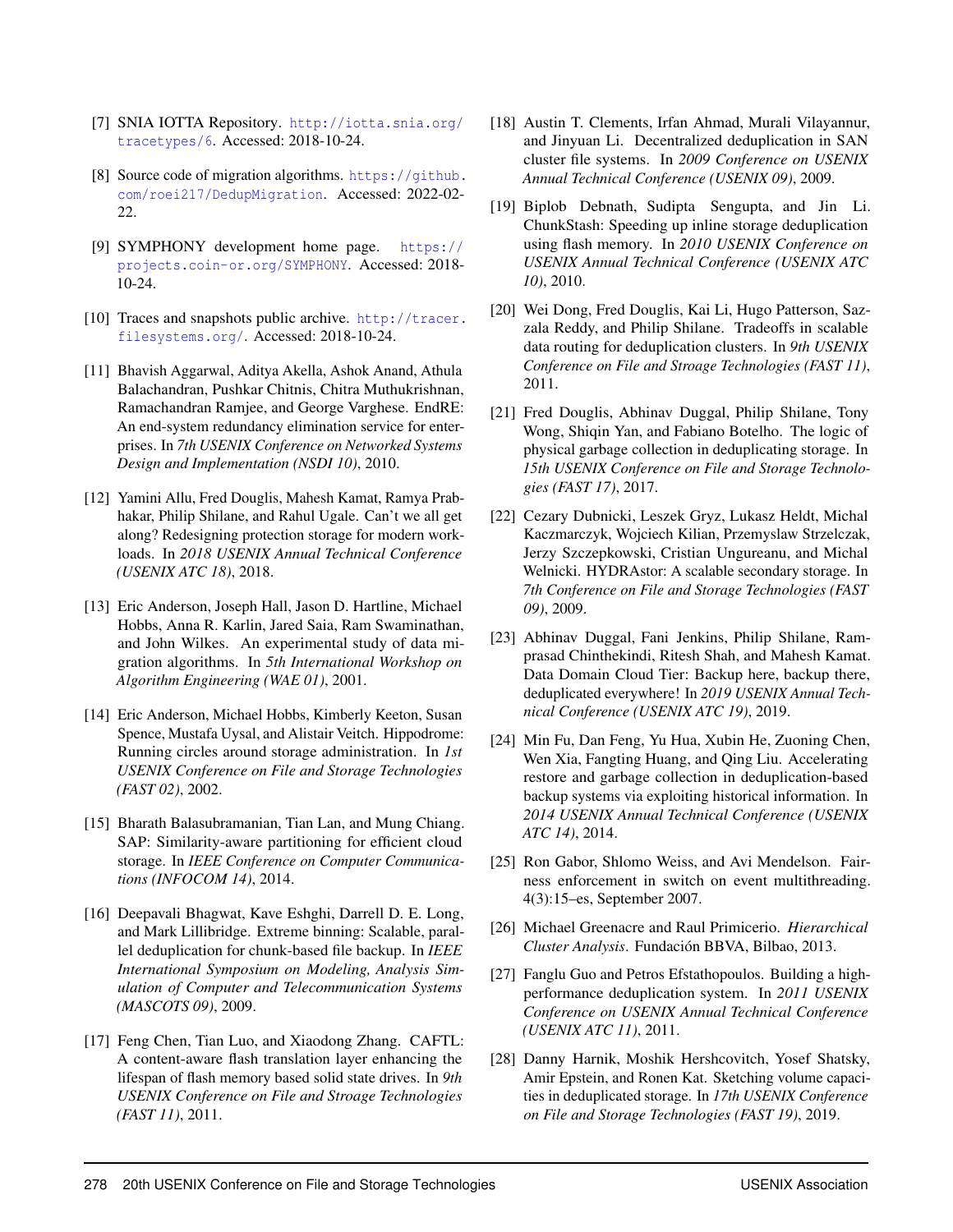[7] SNIA IOTTA Repository. http://iotta.snia.org/tracetypes/6. Accessed: 2018-10-24.

[8] Source code of migration algorithms. https://github.com/roei217/DedupMigration. Accessed: 2022-02-22.

[9] SYMPHONY development home page. https://projects.coin-or.org/SYMPHONY. Accessed: 2018-10-24.

[10] Traces and snapshots public archive. http://tracer.filesystems.org/. Accessed: 2018-10-24.

[11] Bhavish Aggarwal, Aditya Akella, Ashok Anand, Athula Balachandran, Pushkar Chitnis, Chitra Muthukrishnan, Ramachandran Ramjee, and George Varghese. EndRE: An end-system redundancy elimination service for enterprises. In *7th USENIX Conference on Networked Systems Design and Implementation (NSDI 10)*, 2010.

[12] Yamini Allu, Fred Douglis, Mahesh Kamat, Ramya Prabhakar, Philip Shilane, and Rahul Ugale. Can't we all get along? Redesigning protection storage for modern workloads. In *2018 USENIX Annual Technical Conference (USENIX ATC 18)*, 2018.

[13] Eric Anderson, Joseph Hall, Jason D. Hartline, Michael Hobbs, Anna R. Karlin, Jared Saia, Ram Swaminathan, and John Wilkes. An experimental study of data migration algorithms. In *5th International Workshop on Algorithm Engineering (WAE 01)*, 2001.

[14] Eric Anderson, Michael Hobbs, Kimberly Keeton, Susan Spence, Mustafa Uysal, and Alistair Veitch. Hippodrome: Running circles around storage administration. In *1st USENIX Conference on File and Storage Technologies (FAST 02)*, 2002.

[15] Bharath Balasubramanian, Tian Lan, and Mung Chiang. SAP: Similarity-aware partitioning for efficient cloud storage. In *IEEE Conference on Computer Communications (INFOCOM 14)*, 2014.

[16] Deepavali Bhagwat, Kave Eshghi, Darrell D. E. Long, and Mark Lillibridge. Extreme binning: Scalable, parallel deduplication for chunk-based file backup. In *IEEE International Symposium on Modeling, Analysis Simulation of Computer and Telecommunication Systems (MASCOTS 09)*, 2009.

[17] Feng Chen, Tian Luo, and Xiaodong Zhang. CAFTL: A content-aware flash translation layer enhancing the lifespan of flash memory based solid state drives. In *9th USENIX Conference on File and Stroage Technologies (FAST 11)*, 2011.

[18] Austin T. Clements, Irfan Ahmad, Murali Vilayannur, and Jinyuan Li. Decentralized deduplication in SAN cluster file systems. In *2009 Conference on USENIX Annual Technical Conference (USENIX 09)*, 2009.

[19] Biplob Debnath, Sudipta Sengupta, and Jin Li. ChunkStash: Speeding up inline storage deduplication using flash memory. In *2010 USENIX Conference on USENIX Annual Technical Conference (USENIX ATC 10)*, 2010.

[20] Wei Dong, Fred Douglis, Kai Li, Hugo Patterson, Sazzala Reddy, and Philip Shilane. Tradeoffs in scalable data routing for deduplication clusters. In *9th USENIX Conference on File and Stroage Technologies (FAST 11)*, 2011.

[21] Fred Douglis, Abhinav Duggal, Philip Shilane, Tony Wong, Shiqin Yan, and Fabiano Botelho. The logic of physical garbage collection in deduplicating storage. In *15th USENIX Conference on File and Storage Technologies (FAST 17)*, 2017.

[22] Cezary Dubnicki, Leszek Gryz, Lukasz Heldt, Michal Kaczmarczyk, Wojciech Kilian, Przemyslaw Strzelczak, Jerzy Szczepkowski, Cristian Ungureanu, and Michal Welnicki. HYDRAstor: A scalable secondary storage. In *7th Conference on File and Storage Technologies (FAST 09)*, 2009.

[23] Abhinav Duggal, Fani Jenkins, Philip Shilane, Ramprasad Chinthekindi, Ritesh Shah, and Mahesh Kamat. Data Domain Cloud Tier: Backup here, backup there, deduplicated everywhere! In *2019 USENIX Annual Technical Conference (USENIX ATC 19)*, 2019.

[24] Min Fu, Dan Feng, Yu Hua, Xubin He, Zuoning Chen, Wen Xia, Fangting Huang, and Qing Liu. Accelerating restore and garbage collection in deduplication-based backup systems via exploiting historical information. In *2014 USENIX Annual Technical Conference (USENIX ATC 14)*, 2014.

[25] Ron Gabor, Shlomo Weiss, and Avi Mendelson. Fairness enforcement in switch on event multithreading. 4(3):15–es, September 2007.

[26] Michael Greenacre and Raul Primicerio. *Hierarchical Cluster Analysis*. Fundación BBVA, Bilbao, 2013.

[27] Fanglu Guo and Petros Efstathopoulos. Building a high-performance deduplication system. In *2011 USENIX Conference on USENIX Annual Technical Conference (USENIX ATC 11)*, 2011.

[28] Danny Harnik, Moshik Hershcovitch, Yosef Shatsky, Amir Epstein, and Ronen Kat. Sketching volume capacities in deduplicated storage. In *17th USENIX Conference on File and Storage Technologies (FAST 19)*, 2019.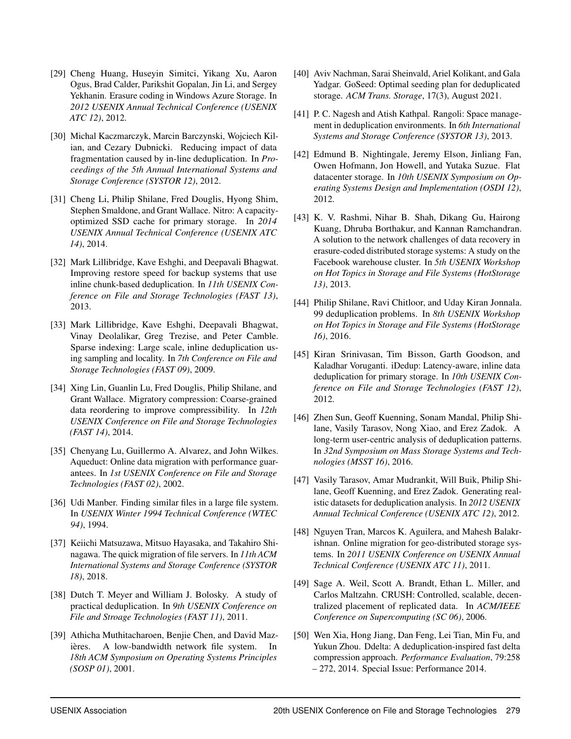[29] Cheng Huang, Huseyin Simitci, Yikang Xu, Aaron Ogus, Brad Calder, Parikshit Gopalan, Jin Li, and Sergey Yekhanin. Erasure coding in Windows Azure Storage. In *2012 USENIX Annual Technical Conference (USENIX ATC 12)*, 2012.

[30] Michal Kaczmarczyk, Marcin Barczynski, Wojciech Kilian, and Cezary Dubnicki. Reducing impact of data fragmentation caused by in-line deduplication. In *Proceedings of the 5th Annual International Systems and Storage Conference (SYSTOR 12)*, 2012.

[31] Cheng Li, Philip Shilane, Fred Douglis, Hyong Shim, Stephen Smaldone, and Grant Wallace. Nitro: A capacity-optimized SSD cache for primary storage. In *2014 USENIX Annual Technical Conference (USENIX ATC 14)*, 2014.

[32] Mark Lillibridge, Kave Eshghi, and Deepavali Bhagwat. Improving restore speed for backup systems that use inline chunk-based deduplication. In *11th USENIX Conference on File and Storage Technologies (FAST 13)*, 2013.

[33] Mark Lillibridge, Kave Eshghi, Deepavali Bhagwat, Vinay Deolalikar, Greg Trezise, and Peter Camble. Sparse indexing: Large scale, inline deduplication using sampling and locality. In *7th Conference on File and Storage Technologies (FAST 09)*, 2009.

[34] Xing Lin, Guanlin Lu, Fred Douglis, Philip Shilane, and Grant Wallace. Migratory compression: Coarse-grained data reordering to improve compressibility. In *12th USENIX Conference on File and Storage Technologies (FAST 14)*, 2014.

[35] Chenyang Lu, Guillermo A. Alvarez, and John Wilkes. Aqueduct: Online data migration with performance guarantees. In *1st USENIX Conference on File and Storage Technologies (FAST 02)*, 2002.

[36] Udi Manber. Finding similar files in a large file system. In *USENIX Winter 1994 Technical Conference (WTEC 94)*, 1994.

[37] Keiichi Matsuzawa, Mitsuo Hayasaka, and Takahiro Shinagawa. The quick migration of file servers. In *11th ACM International Systems and Storage Conference (SYSTOR 18)*, 2018.

[38] Dutch T. Meyer and William J. Bolosky. A study of practical deduplication. In *9th USENIX Conference on File and Stroage Technologies (FAST 11)*, 2011.

[39] Athicha Muthitacharoen, Benjie Chen, and David Mazières. A low-bandwidth network file system. In *18th ACM Symposium on Operating Systems Principles (SOSP 01)*, 2001.

[40] Aviv Nachman, Sarai Sheinvald, Ariel Kolikant, and Gala Yadgar. GoSeed: Optimal seeding plan for deduplicated storage. *ACM Trans. Storage*, 17(3), August 2021.

[41] P. C. Nagesh and Atish Kathpal. Rangoli: Space management in deduplication environments. In *6th International Systems and Storage Conference (SYSTOR 13)*, 2013.

[42] Edmund B. Nightingale, Jeremy Elson, Jinliang Fan, Owen Hofmann, Jon Howell, and Yutaka Suzue. Flat datacenter storage. In *10th USENIX Symposium on Operating Systems Design and Implementation (OSDI 12)*, 2012.

[43] K. V. Rashmi, Nihar B. Shah, Dikang Gu, Hairong Kuang, Dhruba Borthakur, and Kannan Ramchandran. A solution to the network challenges of data recovery in erasure-coded distributed storage systems: A study on the Facebook warehouse cluster. In *5th USENIX Workshop on Hot Topics in Storage and File Systems (HotStorage 13)*, 2013.

[44] Philip Shilane, Ravi Chitloor, and Uday Kiran Jonnala. 99 deduplication problems. In *8th USENIX Workshop on Hot Topics in Storage and File Systems (HotStorage 16)*, 2016.

[45] Kiran Srinivasan, Tim Bisson, Garth Goodson, and Kaladhar Voruganti. iDedup: Latency-aware, inline data deduplication for primary storage. In *10th USENIX Conference on File and Storage Technologies (FAST 12)*, 2012.

[46] Zhen Sun, Geoff Kuenning, Sonam Mandal, Philip Shilane, Vasily Tarasov, Nong Xiao, and Erez Zadok. A long-term user-centric analysis of deduplication patterns. In *32nd Symposium on Mass Storage Systems and Technologies (MSST 16)*, 2016.

[47] Vasily Tarasov, Amar Mudrankit, Will Buik, Philip Shilane, Geoff Kuenning, and Erez Zadok. Generating realistic datasets for deduplication analysis. In *2012 USENIX Annual Technical Conference (USENIX ATC 12)*, 2012.

[48] Nguyen Tran, Marcos K. Aguilera, and Mahesh Balakrishnan. Online migration for geo-distributed storage systems. In *2011 USENIX Conference on USENIX Annual Technical Conference (USENIX ATC 11)*, 2011.

[49] Sage A. Weil, Scott A. Brandt, Ethan L. Miller, and Carlos Maltzahn. CRUSH: Controlled, scalable, decentralized placement of replicated data. In *ACM/IEEE Conference on Supercomputing (SC 06)*, 2006.

[50] Wen Xia, Hong Jiang, Dan Feng, Lei Tian, Min Fu, and Yukun Zhou. Ddelta: A deduplication-inspired fast delta compression approach. *Performance Evaluation*, 79:258 – 272, 2014. Special Issue: Performance 2014.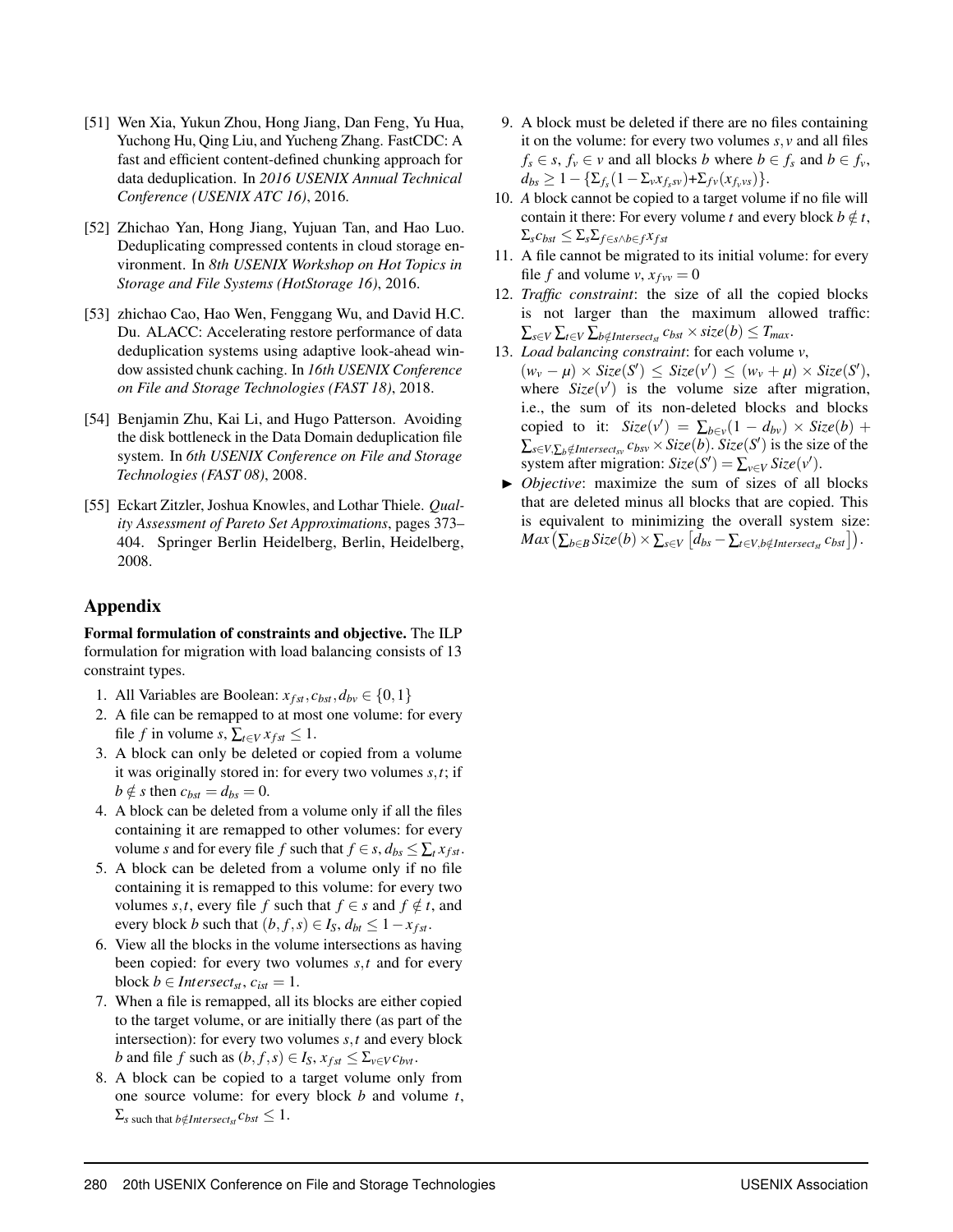[51] Wen Xia, Yukun Zhou, Hong Jiang, Dan Feng, Yu Hua, Yuchong Hu, Qing Liu, and Yucheng Zhang. FastCDC: A fast and efficient content-defined chunking approach for data deduplication. In *2016 USENIX Annual Technical Conference (USENIX ATC 16)*, 2016.

[52] Zhichao Yan, Hong Jiang, Yujuan Tan, and Hao Luo. Deduplicating compressed contents in cloud storage environment. In *8th USENIX Workshop on Hot Topics in Storage and File Systems (HotStorage 16)*, 2016.

[53] zhichao Cao, Hao Wen, Fenggang Wu, and David H.C. Du. ALACC: Accelerating restore performance of data deduplication systems using adaptive look-ahead window assisted chunk caching. In *16th USENIX Conference on File and Storage Technologies (FAST 18)*, 2018.

[54] Benjamin Zhu, Kai Li, and Hugo Patterson. Avoiding the disk bottleneck in the Data Domain deduplication file system. In *6th USENIX Conference on File and Storage Technologies (FAST 08)*, 2008.

[55] Eckart Zitzler, Joshua Knowles, and Lothar Thiele. *Quality Assessment of Pareto Set Approximations*, pages 373–404. Springer Berlin Heidelberg, Berlin, Heidelberg, 2008.

## Appendix

**Formal formulation of constraints and objective.** The ILP formulation for migration with load balancing consists of 13 constraint types.

1. All Variables are Boolean: $x_{fst}, c_{bst}, d_{bv} \in \{0,1\}$
2. A file can be remapped to at most one volume: for every file $f$ in volume $s$, $\sum_{t \in V} x_{fst} \leq 1$.
3. A block can only be deleted or copied from a volume it was originally stored in: for every two volumes $s,t$; if $b \notin s$ then $c_{bst} = d_{bs} = 0$.
4. A block can be deleted from a volume only if all the files containing it are remapped to other volumes: for every volume $s$ and for every file $f$ such that $f \in s$, $d_{bs} \leq \sum_t x_{fst}$.
5. A block can be deleted from a volume only if no file containing it is remapped to this volume: for every two volumes $s,t$, every file $f$ such that $f \in s$ and $f \notin t$, and every block $b$ such that $(b, f, s) \in I_S$, $d_{bt} \leq 1 - x_{fst}$.
6. View all the blocks in the volume intersections as having been copied: for every two volumes $s,t$ and for every block $b \in Intersect_{st}$, $c_{ist} = 1$.
7. When a file is remapped, all its blocks are either copied to the target volume, or are initially there (as part of the intersection): for every two volumes $s,t$ and every block $b$ and file $f$ such as $(b, f, s) \in I_S$, $x_{fst} \leq \Sigma_{v \in V} c_{bvt}$.
8. A block can be copied to a target volume only from one source volume: for every block $b$ and volume $t$, $\Sigma_{s \text{ such that } b \notin Intersect_{st}} c_{bst} \leq 1$.
9. A block must be deleted if there are no files containing it on the volume: for every two volumes $s, v$ and all files $f_s \in s$, $f_v \in v$ and all blocks $b$ where $b \in f_s$ and $b \in f_v$, $d_{bs} \geq 1 - \{\Sigma_{f_s}(1 - \Sigma_v x_{f_s sv}) + \Sigma_{fv}(x_{f_v vs})\}$.
10. A block cannot be copied to a target volume if no file will contain it there: For every volume $t$ and every block $b \notin t$, $\Sigma_s c_{bst} \leq \Sigma_s \Sigma_{f \in s \wedge b \in f} x_{fst}$
11. A file cannot be migrated to its initial volume: for every file $f$ and volume $v$, $x_{fvv} = 0$
12. *Traffic constraint*: the size of all the copied blocks is not larger than the maximum allowed traffic: $\sum_{s \in V} \sum_{t \in V} \sum_{b \notin Intersect_{st}} c_{bst} \times size(b) \leq T_{max}$.
13. *Load balancing constraint*: for each volume $v$, $(w_v - \mu) \times Size(S') \leq Size(v') \leq (w_v + \mu) \times Size(S')$, where $Size(v')$ is the volume size after migration, i.e., the sum of its non-deleted blocks and blocks copied to it: $Size(v') = \sum_{b \in v}(1 - d_{bv}) \times Size(b) + \sum_{s \in V, \sum_b \notin Intersect_{sv}} c_{bsv} \times Size(b)$. $Size(S')$ is the size of the system after migration: $Size(S') = \sum_{v \in V} Size(v')$.

► *Objective*: maximize the sum of sizes of all blocks that are deleted minus all blocks that are copied. This is equivalent to minimizing the overall system size: $Max\left(\sum_{b \in B} Size(b) \times \sum_{s \in V}\left[d_{bs} - \sum_{t \in V, b \notin Intersect_{st}} c_{bst}\right]\right)$.